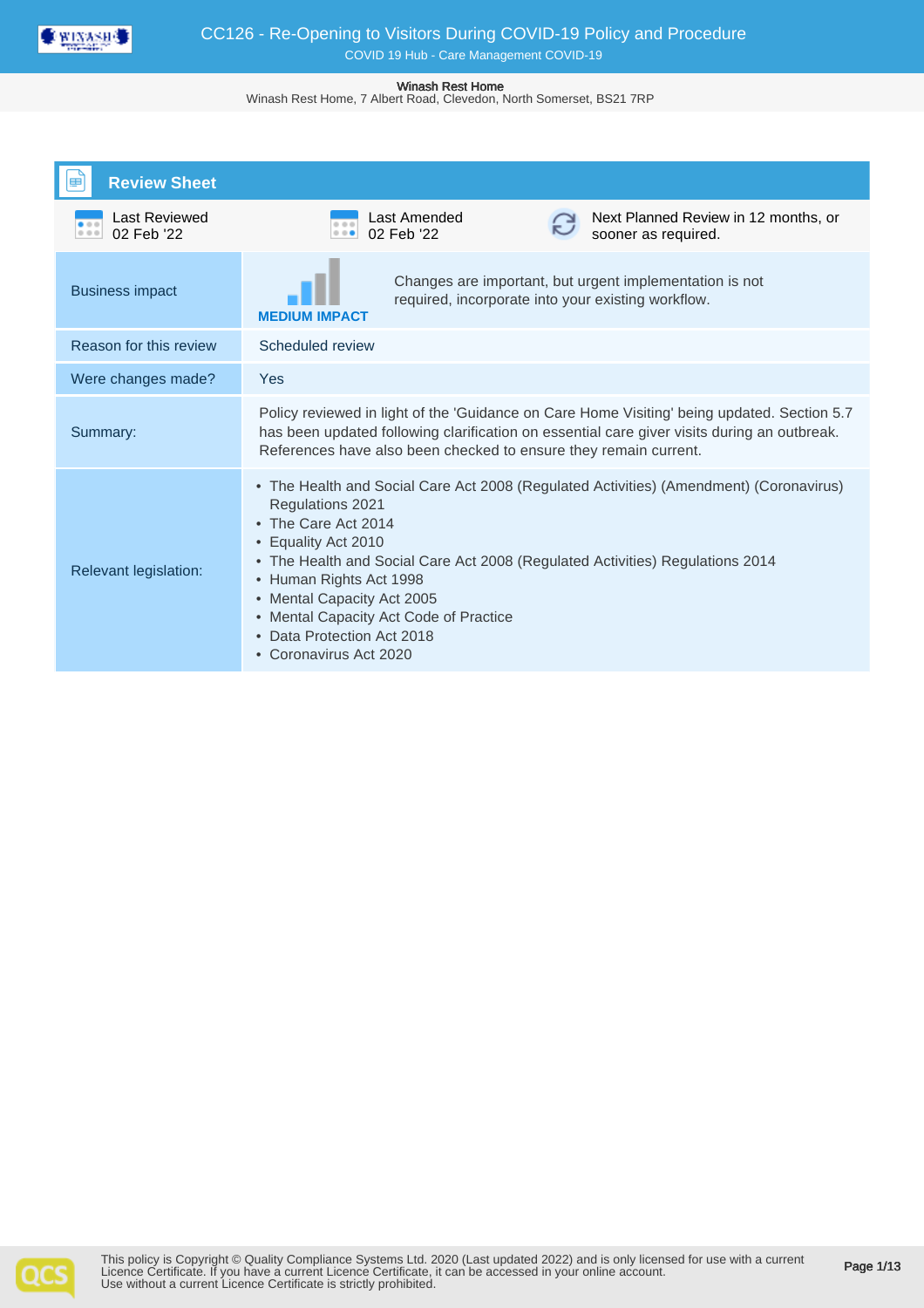# CC126 - Re-Opening to Visitors During COVID-19 Policy and Procedure

COVID 19 Hub - Care Management COVID-19

**Winash Rest Home**
Winash Rest Home, 7 Albert Road, Clevedon, North Somerset, BS21 7RP

## Review Sheet

| Last Reviewed | Last Amended | Next Planned Review |
|---|---|---|
| 02 Feb '22 | 02 Feb '22 | Next Planned Review in 12 months, or sooner as required. |

| | |
|---|---|
| Business impact | **MEDIUM IMPACT** — Changes are important, but urgent implementation is not required, incorporate into your existing workflow. |
| Reason for this review | Scheduled review |
| Were changes made? | Yes |
| Summary: | Policy reviewed in light of the 'Guidance on Care Home Visiting' being updated. Section 5.7 has been updated following clarification on essential care giver visits during an outbreak. References have also been checked to ensure they remain current. |
| Relevant legislation: | • The Health and Social Care Act 2008 (Regulated Activities) (Amendment) (Coronavirus) Regulations 2021<br>• The Care Act 2014<br>• Equality Act 2010<br>• The Health and Social Care Act 2008 (Regulated Activities) Regulations 2014<br>• Human Rights Act 1998<br>• Mental Capacity Act 2005<br>• Mental Capacity Act Code of Practice<br>• Data Protection Act 2018<br>• Coronavirus Act 2020 |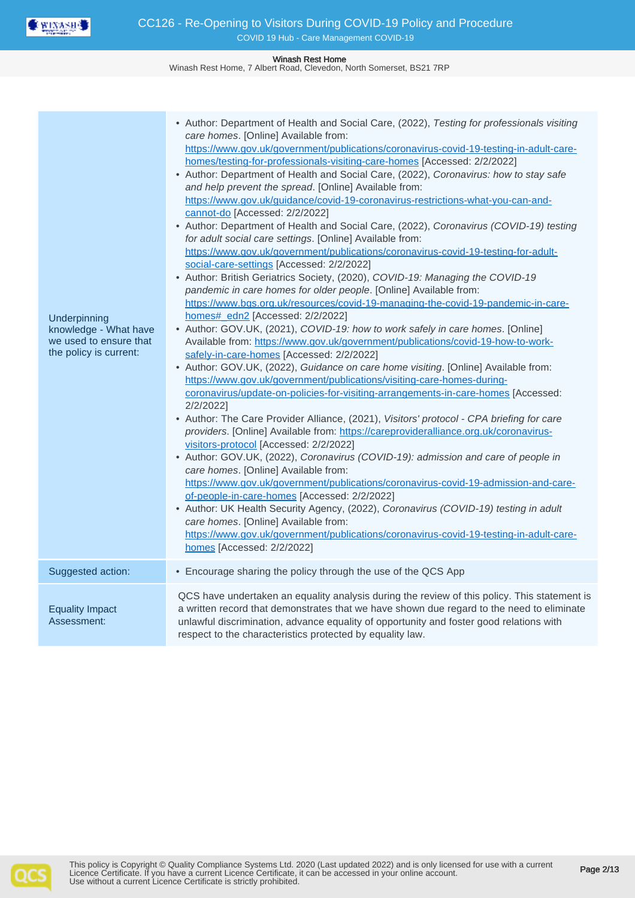| | |
|---|---|
| Underpinning knowledge - What have we used to ensure that the policy is current: | • Author: Department of Health and Social Care, (2022), *Testing for professionals visiting care homes*. [Online] Available from: https://www.gov.uk/government/publications/coronavirus-covid-19-testing-in-adult-care-homes/testing-for-professionals-visiting-care-homes [Accessed: 2/2/2022]<br>• Author: Department of Health and Social Care, (2022), *Coronavirus: how to stay safe and help prevent the spread*. [Online] Available from: https://www.gov.uk/guidance/covid-19-coronavirus-restrictions-what-you-can-and-cannot-do [Accessed: 2/2/2022]<br>• Author: Department of Health and Social Care, (2022), *Coronavirus (COVID-19) testing for adult social care settings*. [Online] Available from: https://www.gov.uk/government/publications/coronavirus-covid-19-testing-for-adult-social-care-settings [Accessed: 2/2/2022]<br>• Author: British Geriatrics Society, (2020), *COVID-19: Managing the COVID-19 pandemic in care homes for older people*. [Online] Available from: https://www.bgs.org.uk/resources/covid-19-managing-the-covid-19-pandemic-in-care-homes#_edn2 [Accessed: 2/2/2022]<br>• Author: GOV.UK, (2021), *COVID-19: how to work safely in care homes*. [Online] Available from: https://www.gov.uk/government/publications/covid-19-how-to-work-safely-in-care-homes [Accessed: 2/2/2022]<br>• Author: GOV.UK, (2022), *Guidance on care home visiting*. [Online] Available from: https://www.gov.uk/government/publications/visiting-care-homes-during-coronavirus/update-on-policies-for-visiting-arrangements-in-care-homes [Accessed: 2/2/2022]<br>• Author: The Care Provider Alliance, (2021), *Visitors' protocol - CPA briefing for care providers*. [Online] Available from: https://careprovideralliance.org.uk/coronavirus-visitors-protocol [Accessed: 2/2/2022]<br>• Author: GOV.UK, (2022), *Coronavirus (COVID-19): admission and care of people in care homes*. [Online] Available from: https://www.gov.uk/government/publications/coronavirus-covid-19-admission-and-care-of-people-in-care-homes [Accessed: 2/2/2022]<br>• Author: UK Health Security Agency, (2022), *Coronavirus (COVID-19) testing in adult care homes*. [Online] Available from: https://www.gov.uk/government/publications/coronavirus-covid-19-testing-in-adult-care-homes [Accessed: 2/2/2022] |
| Suggested action: | • Encourage sharing the policy through the use of the QCS App |
| Equality Impact Assessment: | QCS have undertaken an equality analysis during the review of this policy. This statement is a written record that demonstrates that we have shown due regard to the need to eliminate unlawful discrimination, advance equality of opportunity and foster good relations with respect to the characteristics protected by equality law. |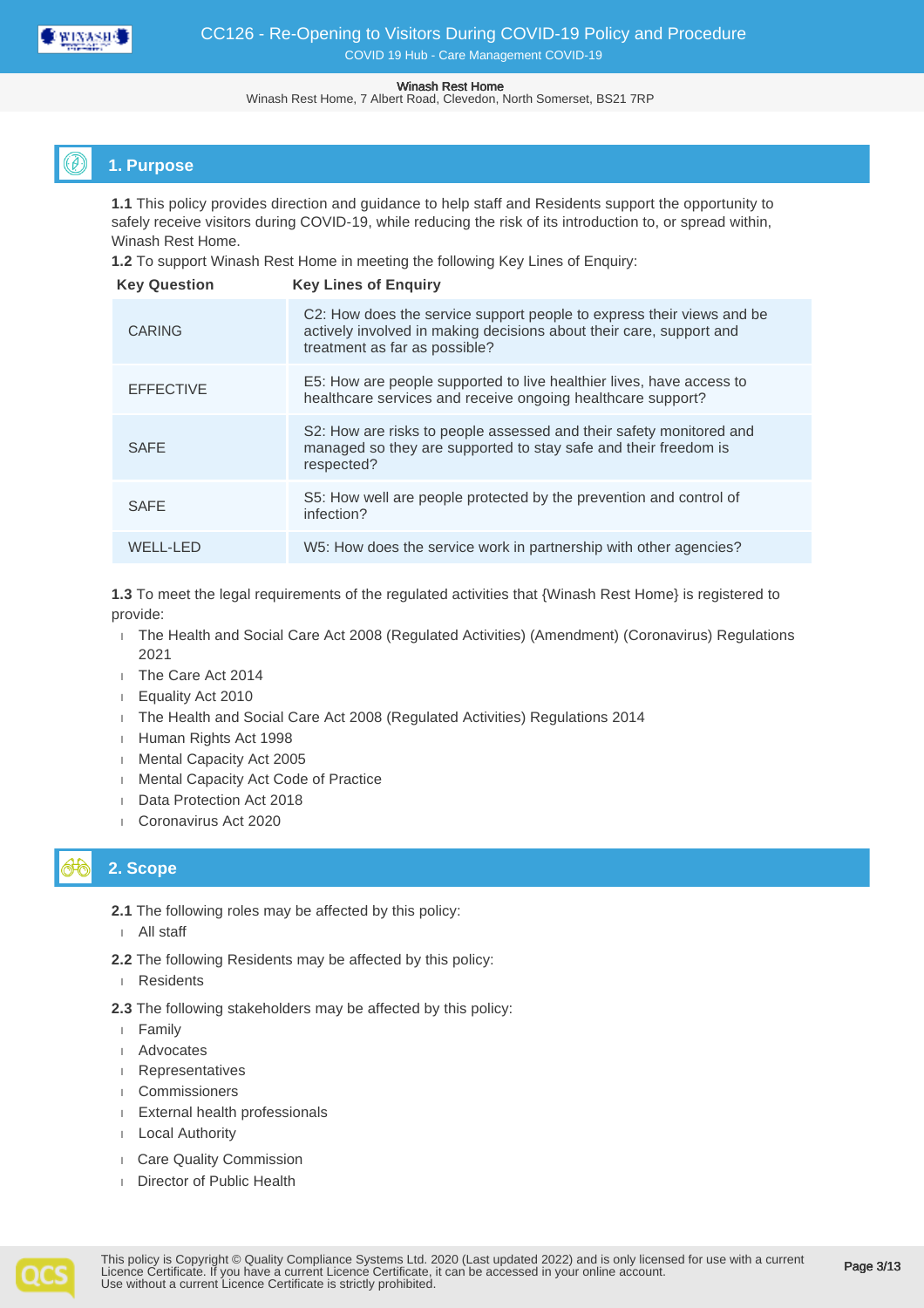## 1. Purpose

**1.1** This policy provides direction and guidance to help staff and Residents support the opportunity to safely receive visitors during COVID-19, while reducing the risk of its introduction to, or spread within, Winash Rest Home.

**1.2** To support Winash Rest Home in meeting the following Key Lines of Enquiry:

| Key Question | Key Lines of Enquiry |
|---|---|
| CARING | C2: How does the service support people to express their views and be actively involved in making decisions about their care, support and treatment as far as possible? |
| EFFECTIVE | E5: How are people supported to live healthier lives, have access to healthcare services and receive ongoing healthcare support? |
| SAFE | S2: How are risks to people assessed and their safety monitored and managed so they are supported to stay safe and their freedom is respected? |
| SAFE | S5: How well are people protected by the prevention and control of infection? |
| WELL-LED | W5: How does the service work in partnership with other agencies? |

**1.3** To meet the legal requirements of the regulated activities that {Winash Rest Home} is registered to provide:

- The Health and Social Care Act 2008 (Regulated Activities) (Amendment) (Coronavirus) Regulations 2021
- The Care Act 2014
- Equality Act 2010
- The Health and Social Care Act 2008 (Regulated Activities) Regulations 2014
- Human Rights Act 1998
- Mental Capacity Act 2005
- Mental Capacity Act Code of Practice
- Data Protection Act 2018
- Coronavirus Act 2020

## 2. Scope

**2.1** The following roles may be affected by this policy:

- All staff

**2.2** The following Residents may be affected by this policy:

- Residents

**2.3** The following stakeholders may be affected by this policy:

- Family
- Advocates
- Representatives
- Commissioners
- External health professionals
- Local Authority
- Care Quality Commission
- Director of Public Health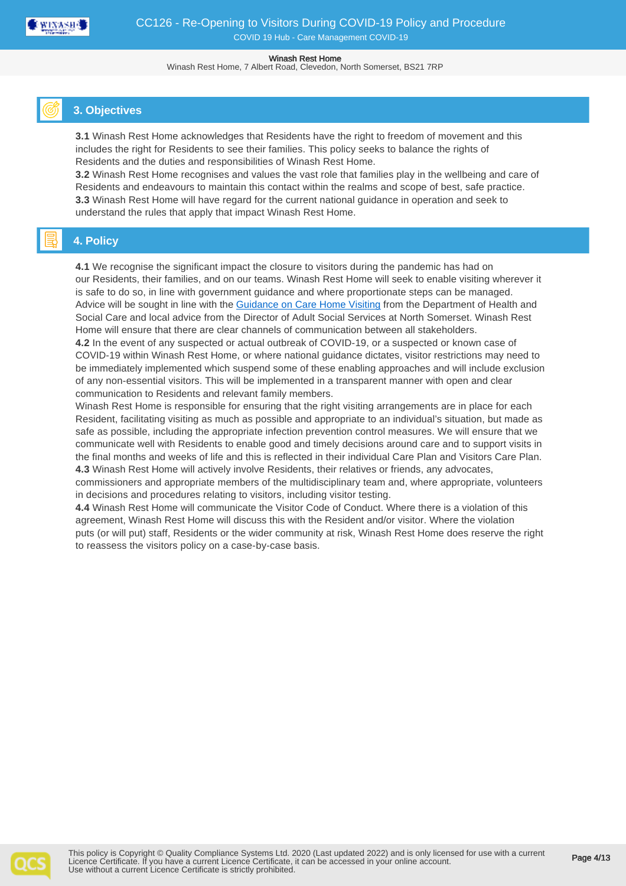## 3. Objectives

**3.1** Winash Rest Home acknowledges that Residents have the right to freedom of movement and this includes the right for Residents to see their families. This policy seeks to balance the rights of Residents and the duties and responsibilities of Winash Rest Home.
**3.2** Winash Rest Home recognises and values the vast role that families play in the wellbeing and care of Residents and endeavours to maintain this contact within the realms and scope of best, safe practice.
**3.3** Winash Rest Home will have regard for the current national guidance in operation and seek to understand the rules that apply that impact Winash Rest Home.

## 4. Policy

**4.1** We recognise the significant impact the closure to visitors during the pandemic has had on our Residents, their families, and on our teams. Winash Rest Home will seek to enable visiting wherever it is safe to do so, in line with government guidance and where proportionate steps can be managed. Advice will be sought in line with the [Guidance on Care Home Visiting]() from the Department of Health and Social Care and local advice from the Director of Adult Social Services at North Somerset. Winash Rest Home will ensure that there are clear channels of communication between all stakeholders.
**4.2** In the event of any suspected or actual outbreak of COVID-19, or a suspected or known case of COVID-19 within Winash Rest Home, or where national guidance dictates, visitor restrictions may need to be immediately implemented which suspend some of these enabling approaches and will include exclusion of any non-essential visitors. This will be implemented in a transparent manner with open and clear communication to Residents and relevant family members.
Winash Rest Home is responsible for ensuring that the right visiting arrangements are in place for each Resident, facilitating visiting as much as possible and appropriate to an individual's situation, but made as safe as possible, including the appropriate infection prevention control measures. We will ensure that we communicate well with Residents to enable good and timely decisions around care and to support visits in the final months and weeks of life and this is reflected in their individual Care Plan and Visitors Care Plan.
**4.3** Winash Rest Home will actively involve Residents, their relatives or friends, any advocates, commissioners and appropriate members of the multidisciplinary team and, where appropriate, volunteers in decisions and procedures relating to visitors, including visitor testing.
**4.4** Winash Rest Home will communicate the Visitor Code of Conduct. Where there is a violation of this agreement, Winash Rest Home will discuss this with the Resident and/or visitor. Where the violation puts (or will put) staff, Residents or the wider community at risk, Winash Rest Home does reserve the right to reassess the visitors policy on a case-by-case basis.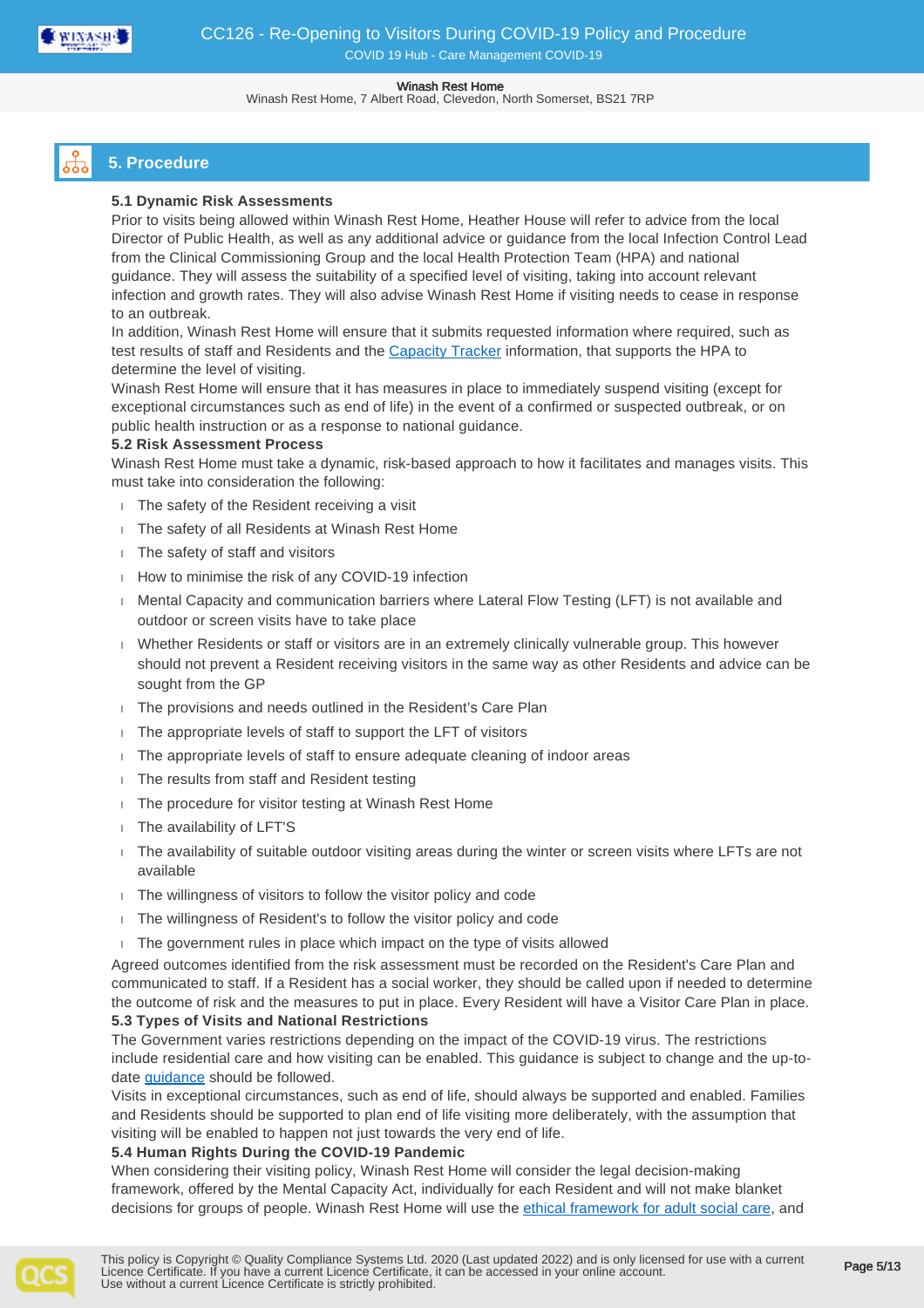## 5. Procedure

**5.1 Dynamic Risk Assessments**

Prior to visits being allowed within Winash Rest Home, Heather House will refer to advice from the local Director of Public Health, as well as any additional advice or guidance from the local Infection Control Lead from the Clinical Commissioning Group and the local Health Protection Team (HPA) and national guidance. They will assess the suitability of a specified level of visiting, taking into account relevant infection and growth rates. They will also advise Winash Rest Home if visiting needs to cease in response to an outbreak.

In addition, Winash Rest Home will ensure that it submits requested information where required, such as test results of staff and Residents and the [Capacity Tracker](#) information, that supports the HPA to determine the level of visiting.

Winash Rest Home will ensure that it has measures in place to immediately suspend visiting (except for exceptional circumstances such as end of life) in the event of a confirmed or suspected outbreak, or on public health instruction or as a response to national guidance.

**5.2 Risk Assessment Process**

Winash Rest Home must take a dynamic, risk-based approach to how it facilitates and manages visits. This must take into consideration the following:

- The safety of the Resident receiving a visit
- The safety of all Residents at Winash Rest Home
- The safety of staff and visitors
- How to minimise the risk of any COVID-19 infection
- Mental Capacity and communication barriers where Lateral Flow Testing (LFT) is not available and outdoor or screen visits have to take place
- Whether Residents or staff or visitors are in an extremely clinically vulnerable group. This however should not prevent a Resident receiving visitors in the same way as other Residents and advice can be sought from the GP
- The provisions and needs outlined in the Resident's Care Plan
- The appropriate levels of staff to support the LFT of visitors
- The appropriate levels of staff to ensure adequate cleaning of indoor areas
- The results from staff and Resident testing
- The procedure for visitor testing at Winash Rest Home
- The availability of LFT'S
- The availability of suitable outdoor visiting areas during the winter or screen visits where LFTs are not available
- The willingness of visitors to follow the visitor policy and code
- The willingness of Resident's to follow the visitor policy and code
- The government rules in place which impact on the type of visits allowed

Agreed outcomes identified from the risk assessment must be recorded on the Resident's Care Plan and communicated to staff. If a Resident has a social worker, they should be called upon if needed to determine the outcome of risk and the measures to put in place. Every Resident will have a Visitor Care Plan in place.

**5.3 Types of Visits and National Restrictions**

The Government varies restrictions depending on the impact of the COVID-19 virus. The restrictions include residential care and how visiting can be enabled. This guidance is subject to change and the up-to-date [guidance](#) should be followed.

Visits in exceptional circumstances, such as end of life, should always be supported and enabled. Families and Residents should be supported to plan end of life visiting more deliberately, with the assumption that visiting will be enabled to happen not just towards the very end of life.

**5.4 Human Rights During the COVID-19 Pandemic**

When considering their visiting policy, Winash Rest Home will consider the legal decision-making framework, offered by the Mental Capacity Act, individually for each Resident and will not make blanket decisions for groups of people. Winash Rest Home will use the [ethical framework for adult social care](#), and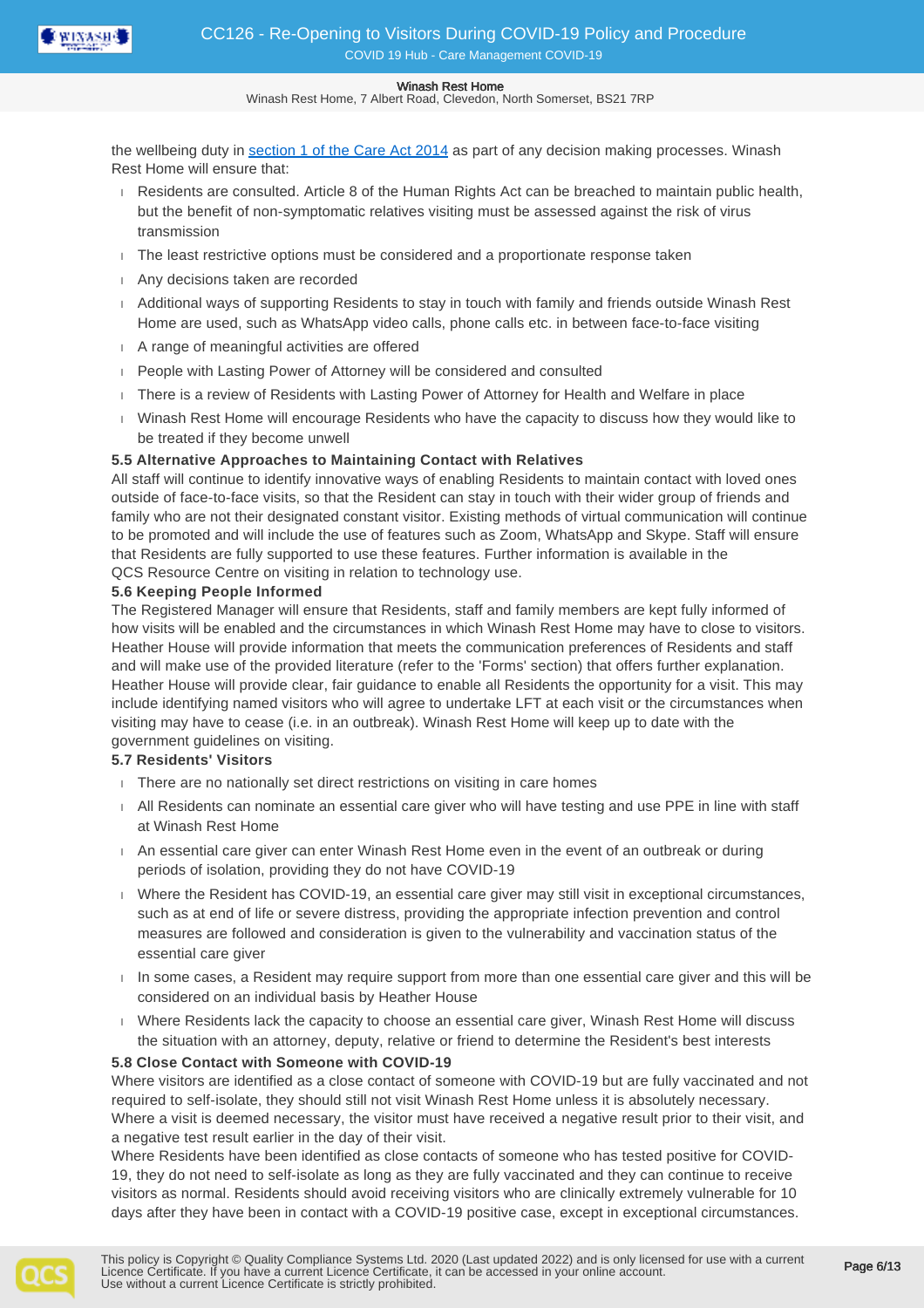the wellbeing duty in section 1 of the Care Act 2014 as part of any decision making processes. Winash Rest Home will ensure that:

- Residents are consulted. Article 8 of the Human Rights Act can be breached to maintain public health, but the benefit of non-symptomatic relatives visiting must be assessed against the risk of virus transmission
- The least restrictive options must be considered and a proportionate response taken
- Any decisions taken are recorded
- Additional ways of supporting Residents to stay in touch with family and friends outside Winash Rest Home are used, such as WhatsApp video calls, phone calls etc. in between face-to-face visiting
- A range of meaningful activities are offered
- People with Lasting Power of Attorney will be considered and consulted
- There is a review of Residents with Lasting Power of Attorney for Health and Welfare in place
- Winash Rest Home will encourage Residents who have the capacity to discuss how they would like to be treated if they become unwell

### 5.5 Alternative Approaches to Maintaining Contact with Relatives

All staff will continue to identify innovative ways of enabling Residents to maintain contact with loved ones outside of face-to-face visits, so that the Resident can stay in touch with their wider group of friends and family who are not their designated constant visitor. Existing methods of virtual communication will continue to be promoted and will include the use of features such as Zoom, WhatsApp and Skype. Staff will ensure that Residents are fully supported to use these features. Further information is available in the QCS Resource Centre on visiting in relation to technology use.

### 5.6 Keeping People Informed

The Registered Manager will ensure that Residents, staff and family members are kept fully informed of how visits will be enabled and the circumstances in which Winash Rest Home may have to close to visitors. Heather House will provide information that meets the communication preferences of Residents and staff and will make use of the provided literature (refer to the 'Forms' section) that offers further explanation. Heather House will provide clear, fair guidance to enable all Residents the opportunity for a visit. This may include identifying named visitors who will agree to undertake LFT at each visit or the circumstances when visiting may have to cease (i.e. in an outbreak). Winash Rest Home will keep up to date with the government guidelines on visiting.

### 5.7 Residents' Visitors

- There are no nationally set direct restrictions on visiting in care homes
- All Residents can nominate an essential care giver who will have testing and use PPE in line with staff at Winash Rest Home
- An essential care giver can enter Winash Rest Home even in the event of an outbreak or during periods of isolation, providing they do not have COVID-19
- Where the Resident has COVID-19, an essential care giver may still visit in exceptional circumstances, such as at end of life or severe distress, providing the appropriate infection prevention and control measures are followed and consideration is given to the vulnerability and vaccination status of the essential care giver
- In some cases, a Resident may require support from more than one essential care giver and this will be considered on an individual basis by Heather House
- Where Residents lack the capacity to choose an essential care giver, Winash Rest Home will discuss the situation with an attorney, deputy, relative or friend to determine the Resident's best interests

### 5.8 Close Contact with Someone with COVID-19

Where visitors are identified as a close contact of someone with COVID-19 but are fully vaccinated and not required to self-isolate, they should still not visit Winash Rest Home unless it is absolutely necessary. Where a visit is deemed necessary, the visitor must have received a negative result prior to their visit, and a negative test result earlier in the day of their visit.

Where Residents have been identified as close contacts of someone who has tested positive for COVID-19, they do not need to self-isolate as long as they are fully vaccinated and they can continue to receive visitors as normal. Residents should avoid receiving visitors who are clinically extremely vulnerable for 10 days after they have been in contact with a COVID-19 positive case, except in exceptional circumstances.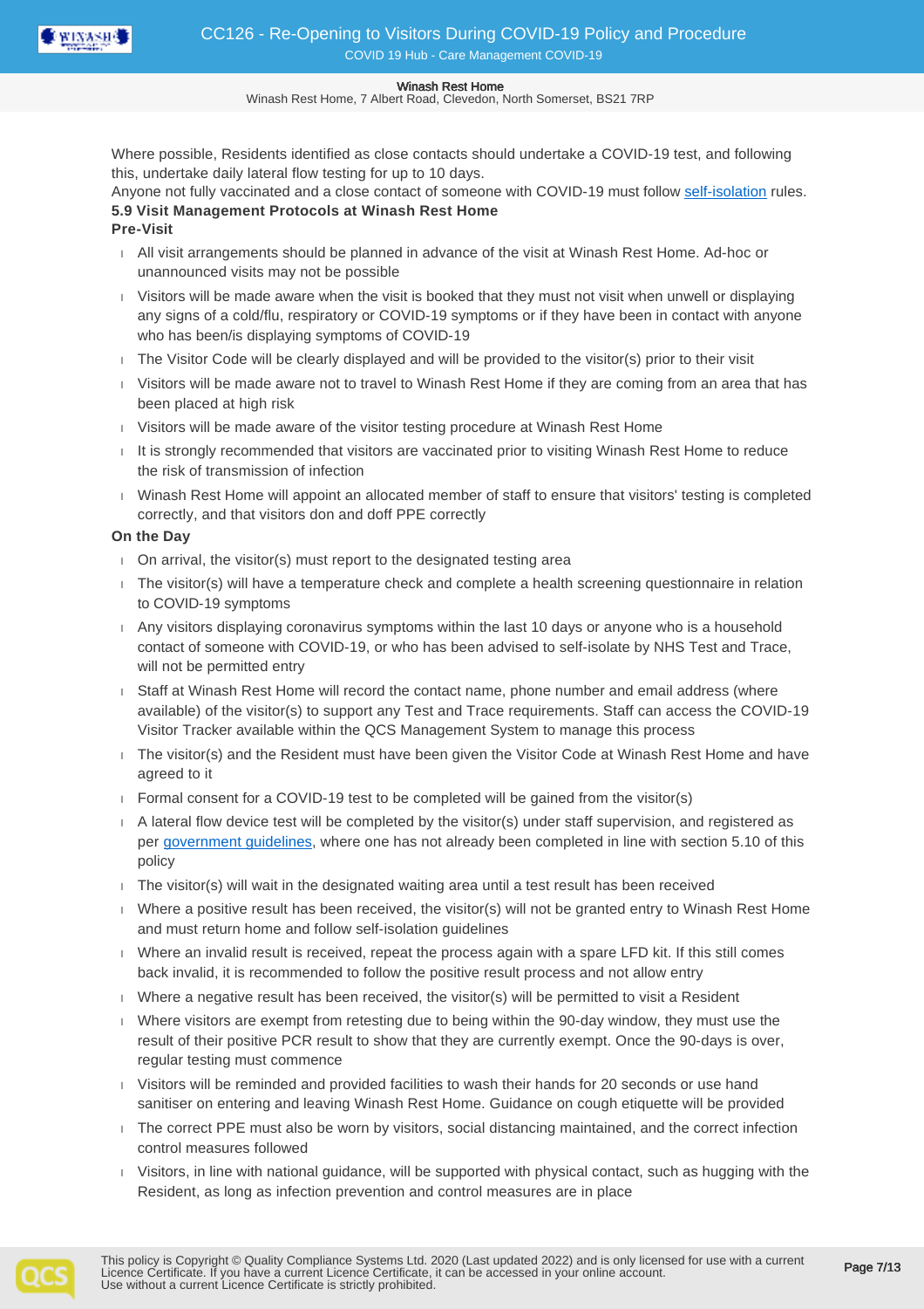Where possible, Residents identified as close contacts should undertake a COVID-19 test, and following this, undertake daily lateral flow testing for up to 10 days.

Anyone not fully vaccinated and a close contact of someone with COVID-19 must follow self-isolation rules.

**5.9 Visit Management Protocols at Winash Rest Home**

**Pre-Visit**

- All visit arrangements should be planned in advance of the visit at Winash Rest Home. Ad-hoc or unannounced visits may not be possible
- Visitors will be made aware when the visit is booked that they must not visit when unwell or displaying any signs of a cold/flu, respiratory or COVID-19 symptoms or if they have been in contact with anyone who has been/is displaying symptoms of COVID-19
- The Visitor Code will be clearly displayed and will be provided to the visitor(s) prior to their visit
- Visitors will be made aware not to travel to Winash Rest Home if they are coming from an area that has been placed at high risk
- Visitors will be made aware of the visitor testing procedure at Winash Rest Home
- It is strongly recommended that visitors are vaccinated prior to visiting Winash Rest Home to reduce the risk of transmission of infection
- Winash Rest Home will appoint an allocated member of staff to ensure that visitors' testing is completed correctly, and that visitors don and doff PPE correctly

**On the Day**

- On arrival, the visitor(s) must report to the designated testing area
- The visitor(s) will have a temperature check and complete a health screening questionnaire in relation to COVID-19 symptoms
- Any visitors displaying coronavirus symptoms within the last 10 days or anyone who is a household contact of someone with COVID-19, or who has been advised to self-isolate by NHS Test and Trace, will not be permitted entry
- Staff at Winash Rest Home will record the contact name, phone number and email address (where available) of the visitor(s) to support any Test and Trace requirements. Staff can access the COVID-19 Visitor Tracker available within the QCS Management System to manage this process
- The visitor(s) and the Resident must have been given the Visitor Code at Winash Rest Home and have agreed to it
- Formal consent for a COVID-19 test to be completed will be gained from the visitor(s)
- A lateral flow device test will be completed by the visitor(s) under staff supervision, and registered as per government guidelines, where one has not already been completed in line with section 5.10 of this policy
- The visitor(s) will wait in the designated waiting area until a test result has been received
- Where a positive result has been received, the visitor(s) will not be granted entry to Winash Rest Home and must return home and follow self-isolation guidelines
- Where an invalid result is received, repeat the process again with a spare LFD kit. If this still comes back invalid, it is recommended to follow the positive result process and not allow entry
- Where a negative result has been received, the visitor(s) will be permitted to visit a Resident
- Where visitors are exempt from retesting due to being within the 90-day window, they must use the result of their positive PCR result to show that they are currently exempt. Once the 90-days is over, regular testing must commence
- Visitors will be reminded and provided facilities to wash their hands for 20 seconds or use hand sanitiser on entering and leaving Winash Rest Home. Guidance on cough etiquette will be provided
- The correct PPE must also be worn by visitors, social distancing maintained, and the correct infection control measures followed
- Visitors, in line with national guidance, will be supported with physical contact, such as hugging with the Resident, as long as infection prevention and control measures are in place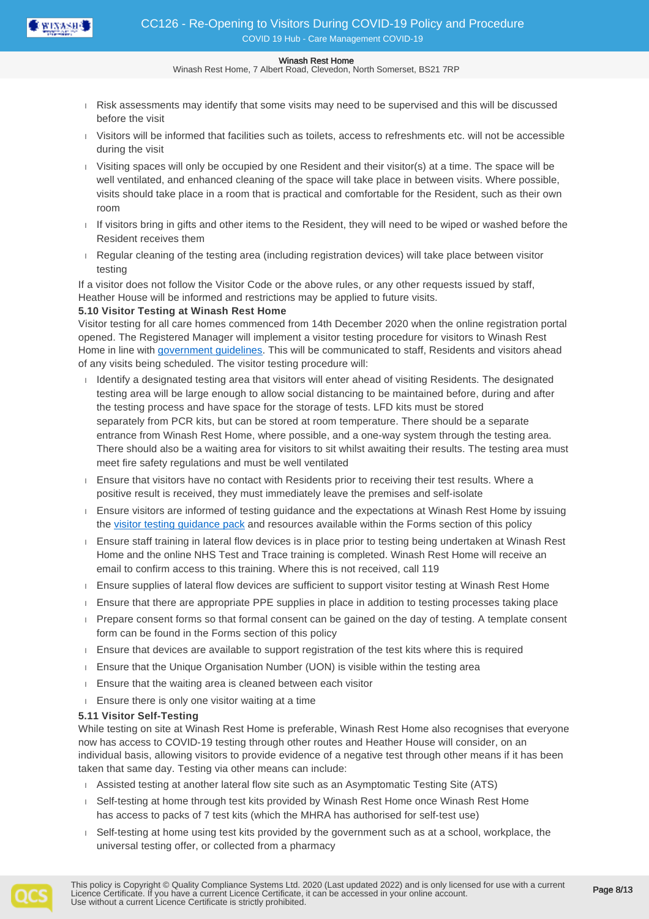- Risk assessments may identify that some visits may need to be supervised and this will be discussed before the visit
- Visitors will be informed that facilities such as toilets, access to refreshments etc. will not be accessible during the visit
- Visiting spaces will only be occupied by one Resident and their visitor(s) at a time. The space will be well ventilated, and enhanced cleaning of the space will take place in between visits. Where possible, visits should take place in a room that is practical and comfortable for the Resident, such as their own room
- If visitors bring in gifts and other items to the Resident, they will need to be wiped or washed before the Resident receives them
- Regular cleaning of the testing area (including registration devices) will take place between visitor testing

If a visitor does not follow the Visitor Code or the above rules, or any other requests issued by staff, Heather House will be informed and restrictions may be applied to future visits.

**5.10 Visitor Testing at Winash Rest Home**

Visitor testing for all care homes commenced from 14th December 2020 when the online registration portal opened. The Registered Manager will implement a visitor testing procedure for visitors to Winash Rest Home in line with government guidelines. This will be communicated to staff, Residents and visitors ahead of any visits being scheduled. The visitor testing procedure will:

- Identify a designated testing area that visitors will enter ahead of visiting Residents. The designated testing area will be large enough to allow social distancing to be maintained before, during and after the testing process and have space for the storage of tests. LFD kits must be stored separately from PCR kits, but can be stored at room temperature. There should be a separate entrance from Winash Rest Home, where possible, and a one-way system through the testing area. There should also be a waiting area for visitors to sit whilst awaiting their results. The testing area must meet fire safety regulations and must be well ventilated
- Ensure that visitors have no contact with Residents prior to receiving their test results. Where a positive result is received, they must immediately leave the premises and self-isolate
- Ensure visitors are informed of testing guidance and the expectations at Winash Rest Home by issuing the visitor testing guidance pack and resources available within the Forms section of this policy
- Ensure staff training in lateral flow devices is in place prior to testing being undertaken at Winash Rest Home and the online NHS Test and Trace training is completed. Winash Rest Home will receive an email to confirm access to this training. Where this is not received, call 119
- Ensure supplies of lateral flow devices are sufficient to support visitor testing at Winash Rest Home
- Ensure that there are appropriate PPE supplies in place in addition to testing processes taking place
- Prepare consent forms so that formal consent can be gained on the day of testing. A template consent form can be found in the Forms section of this policy
- Ensure that devices are available to support registration of the test kits where this is required
- Ensure that the Unique Organisation Number (UON) is visible within the testing area
- Ensure that the waiting area is cleaned between each visitor
- Ensure there is only one visitor waiting at a time

**5.11 Visitor Self-Testing**

While testing on site at Winash Rest Home is preferable, Winash Rest Home also recognises that everyone now has access to COVID-19 testing through other routes and Heather House will consider, on an individual basis, allowing visitors to provide evidence of a negative test through other means if it has been taken that same day. Testing via other means can include:

- Assisted testing at another lateral flow site such as an Asymptomatic Testing Site (ATS)
- Self-testing at home through test kits provided by Winash Rest Home once Winash Rest Home has access to packs of 7 test kits (which the MHRA has authorised for self-test use)
- Self-testing at home using test kits provided by the government such as at a school, workplace, the universal testing offer, or collected from a pharmacy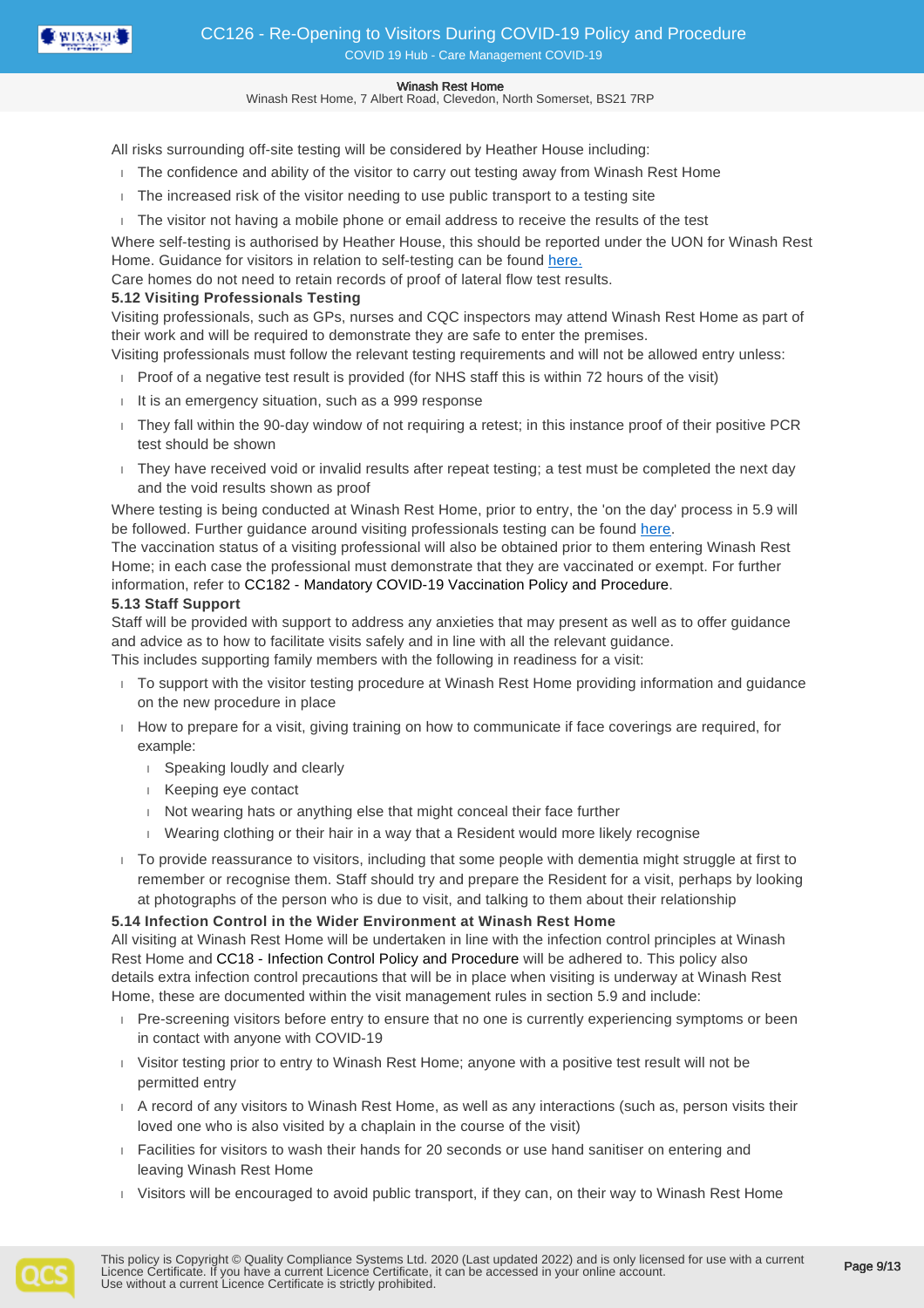All risks surrounding off-site testing will be considered by Heather House including:

- The confidence and ability of the visitor to carry out testing away from Winash Rest Home
- The increased risk of the visitor needing to use public transport to a testing site
- The visitor not having a mobile phone or email address to receive the results of the test

Where self-testing is authorised by Heather House, this should be reported under the UON for Winash Rest Home. Guidance for visitors in relation to self-testing can be found here.

Care homes do not need to retain records of proof of lateral flow test results.

**5.12 Visiting Professionals Testing**

Visiting professionals, such as GPs, nurses and CQC inspectors may attend Winash Rest Home as part of their work and will be required to demonstrate they are safe to enter the premises.

Visiting professionals must follow the relevant testing requirements and will not be allowed entry unless:

- Proof of a negative test result is provided (for NHS staff this is within 72 hours of the visit)
- It is an emergency situation, such as a 999 response
- They fall within the 90-day window of not requiring a retest; in this instance proof of their positive PCR test should be shown
- They have received void or invalid results after repeat testing; a test must be completed the next day and the void results shown as proof

Where testing is being conducted at Winash Rest Home, prior to entry, the 'on the day' process in 5.9 will be followed. Further guidance around visiting professionals testing can be found here.

The vaccination status of a visiting professional will also be obtained prior to them entering Winash Rest Home; in each case the professional must demonstrate that they are vaccinated or exempt. For further information, refer to CC182 - Mandatory COVID-19 Vaccination Policy and Procedure.

**5.13 Staff Support**

Staff will be provided with support to address any anxieties that may present as well as to offer guidance and advice as to how to facilitate visits safely and in line with all the relevant guidance.

This includes supporting family members with the following in readiness for a visit:

- To support with the visitor testing procedure at Winash Rest Home providing information and guidance on the new procedure in place
- How to prepare for a visit, giving training on how to communicate if face coverings are required, for example:
  - Speaking loudly and clearly
  - Keeping eye contact
  - Not wearing hats or anything else that might conceal their face further
  - Wearing clothing or their hair in a way that a Resident would more likely recognise
- To provide reassurance to visitors, including that some people with dementia might struggle at first to remember or recognise them. Staff should try and prepare the Resident for a visit, perhaps by looking at photographs of the person who is due to visit, and talking to them about their relationship

**5.14 Infection Control in the Wider Environment at Winash Rest Home**

All visiting at Winash Rest Home will be undertaken in line with the infection control principles at Winash Rest Home and CC18 - Infection Control Policy and Procedure will be adhered to. This policy also details extra infection control precautions that will be in place when visiting is underway at Winash Rest Home, these are documented within the visit management rules in section 5.9 and include:

- Pre-screening visitors before entry to ensure that no one is currently experiencing symptoms or been in contact with anyone with COVID-19
- Visitor testing prior to entry to Winash Rest Home; anyone with a positive test result will not be permitted entry
- A record of any visitors to Winash Rest Home, as well as any interactions (such as, person visits their loved one who is also visited by a chaplain in the course of the visit)
- Facilities for visitors to wash their hands for 20 seconds or use hand sanitiser on entering and leaving Winash Rest Home
- Visitors will be encouraged to avoid public transport, if they can, on their way to Winash Rest Home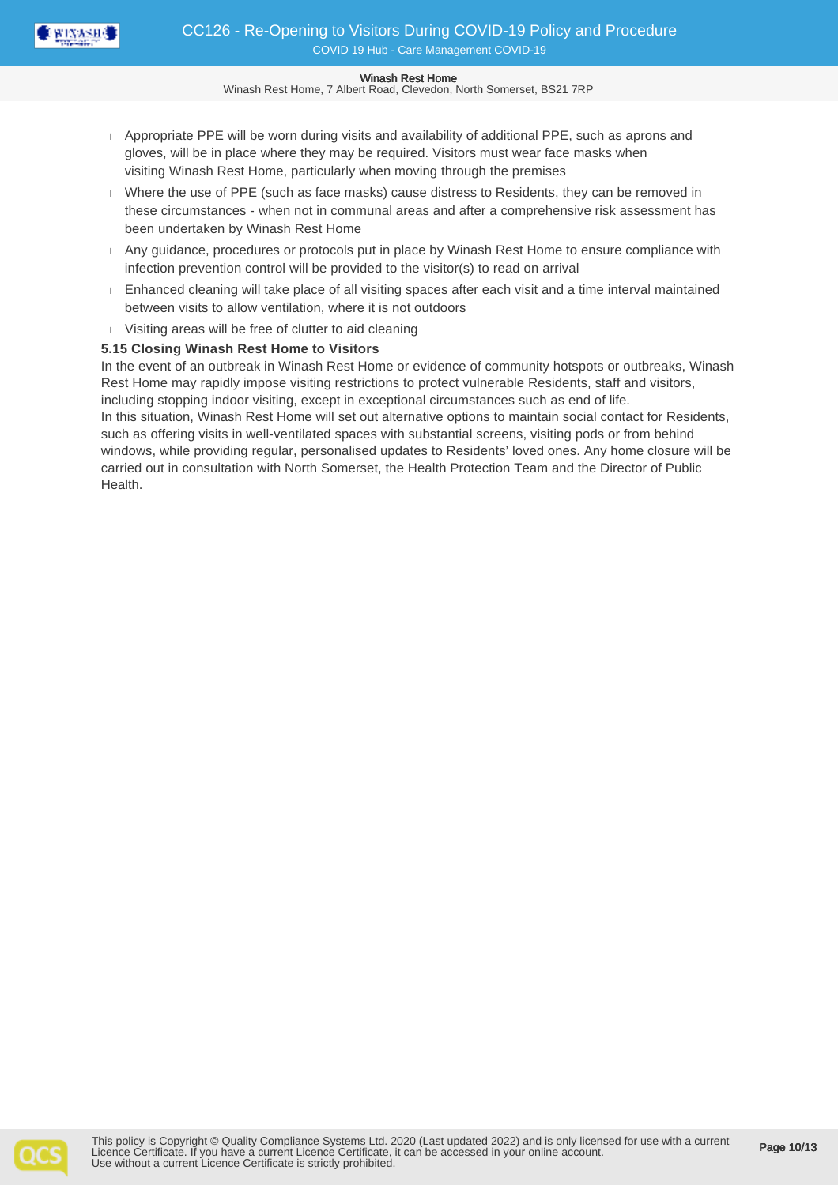- Appropriate PPE will be worn during visits and availability of additional PPE, such as aprons and gloves, will be in place where they may be required. Visitors must wear face masks when visiting Winash Rest Home, particularly when moving through the premises
- Where the use of PPE (such as face masks) cause distress to Residents, they can be removed in these circumstances - when not in communal areas and after a comprehensive risk assessment has been undertaken by Winash Rest Home
- Any guidance, procedures or protocols put in place by Winash Rest Home to ensure compliance with infection prevention control will be provided to the visitor(s) to read on arrival
- Enhanced cleaning will take place of all visiting spaces after each visit and a time interval maintained between visits to allow ventilation, where it is not outdoors
- Visiting areas will be free of clutter to aid cleaning

### 5.15 Closing Winash Rest Home to Visitors

In the event of an outbreak in Winash Rest Home or evidence of community hotspots or outbreaks, Winash Rest Home may rapidly impose visiting restrictions to protect vulnerable Residents, staff and visitors, including stopping indoor visiting, except in exceptional circumstances such as end of life.

In this situation, Winash Rest Home will set out alternative options to maintain social contact for Residents, such as offering visits in well-ventilated spaces with substantial screens, visiting pods or from behind windows, while providing regular, personalised updates to Residents' loved ones. Any home closure will be carried out in consultation with North Somerset, the Health Protection Team and the Director of Public Health.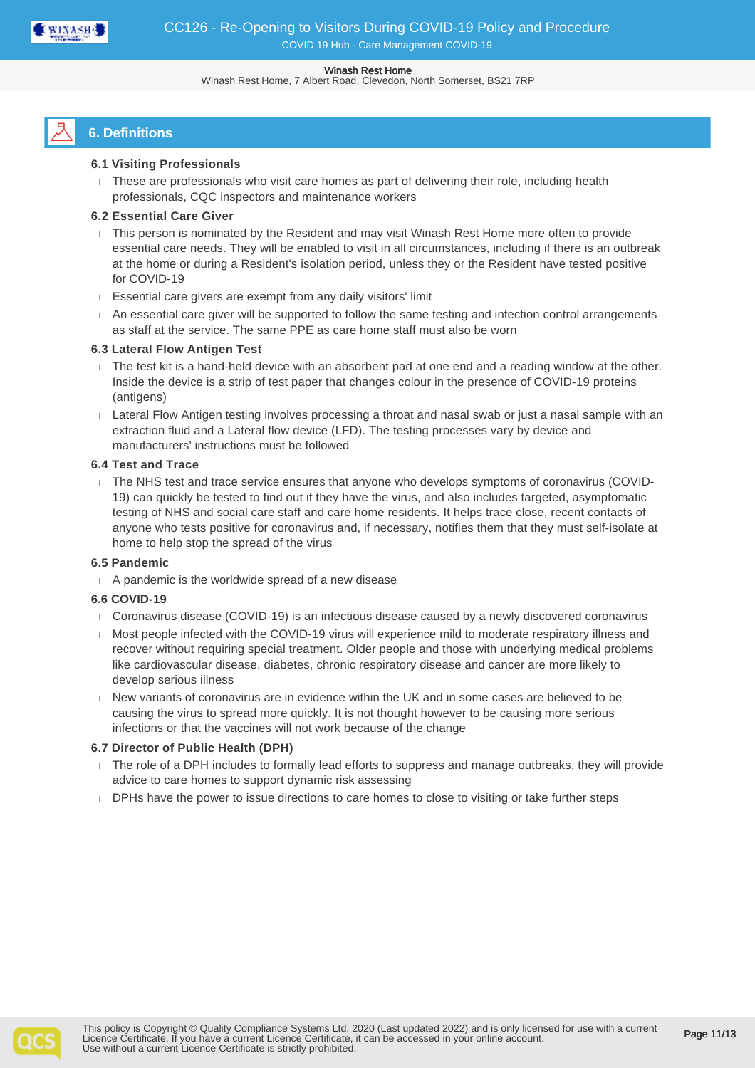## 6. Definitions

### 6.1 Visiting Professionals

- These are professionals who visit care homes as part of delivering their role, including health professionals, CQC inspectors and maintenance workers

### 6.2 Essential Care Giver

- This person is nominated by the Resident and may visit Winash Rest Home more often to provide essential care needs. They will be enabled to visit in all circumstances, including if there is an outbreak at the home or during a Resident's isolation period, unless they or the Resident have tested positive for COVID-19
- Essential care givers are exempt from any daily visitors' limit
- An essential care giver will be supported to follow the same testing and infection control arrangements as staff at the service. The same PPE as care home staff must also be worn

### 6.3 Lateral Flow Antigen Test

- The test kit is a hand-held device with an absorbent pad at one end and a reading window at the other. Inside the device is a strip of test paper that changes colour in the presence of COVID-19 proteins (antigens)
- Lateral Flow Antigen testing involves processing a throat and nasal swab or just a nasal sample with an extraction fluid and a Lateral flow device (LFD). The testing processes vary by device and manufacturers' instructions must be followed

### 6.4 Test and Trace

- The NHS test and trace service ensures that anyone who develops symptoms of coronavirus (COVID-19) can quickly be tested to find out if they have the virus, and also includes targeted, asymptomatic testing of NHS and social care staff and care home residents. It helps trace close, recent contacts of anyone who tests positive for coronavirus and, if necessary, notifies them that they must self-isolate at home to help stop the spread of the virus

### 6.5 Pandemic

- A pandemic is the worldwide spread of a new disease

### 6.6 COVID-19

- Coronavirus disease (COVID-19) is an infectious disease caused by a newly discovered coronavirus
- Most people infected with the COVID-19 virus will experience mild to moderate respiratory illness and recover without requiring special treatment. Older people and those with underlying medical problems like cardiovascular disease, diabetes, chronic respiratory disease and cancer are more likely to develop serious illness
- New variants of coronavirus are in evidence within the UK and in some cases are believed to be causing the virus to spread more quickly. It is not thought however to be causing more serious infections or that the vaccines will not work because of the change

### 6.7 Director of Public Health (DPH)

- The role of a DPH includes to formally lead efforts to suppress and manage outbreaks, they will provide advice to care homes to support dynamic risk assessing
- DPHs have the power to issue directions to care homes to close to visiting or take further steps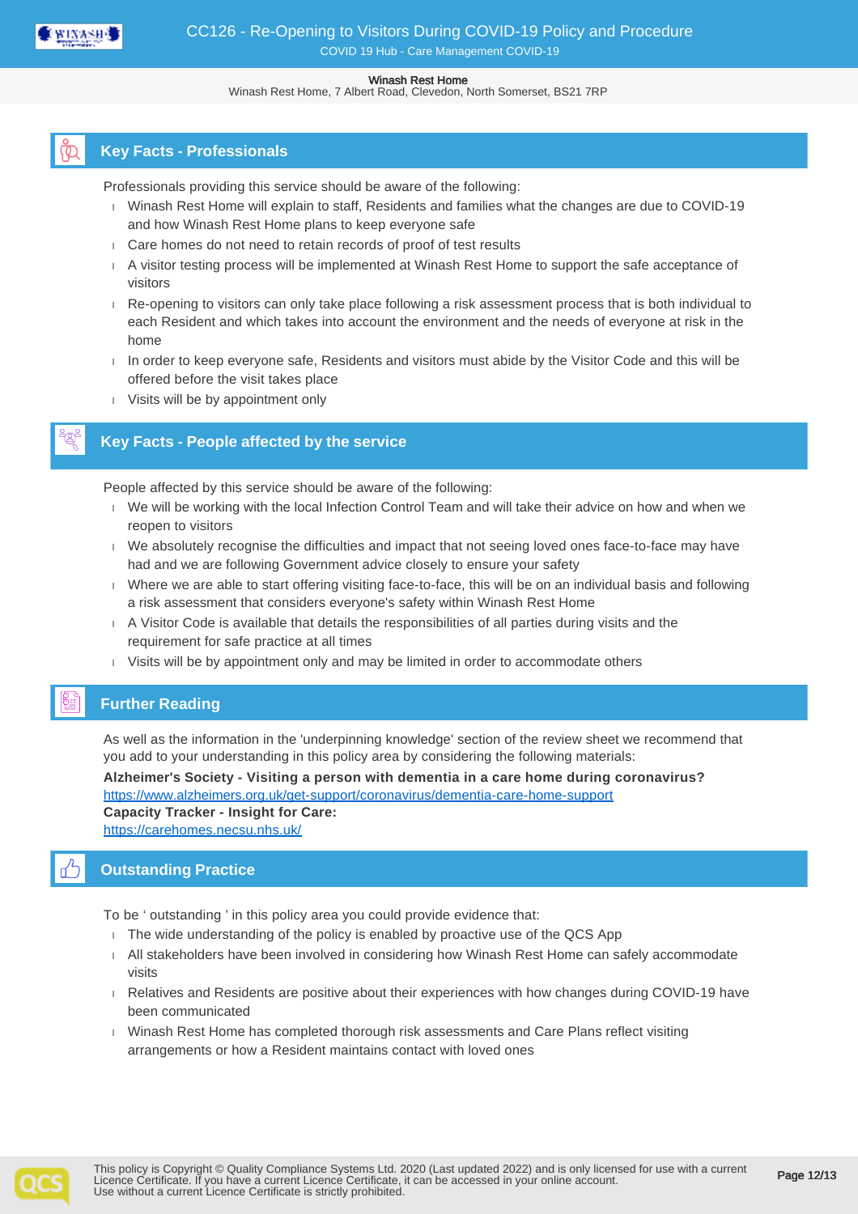## Key Facts - Professionals

Professionals providing this service should be aware of the following:

- Winash Rest Home will explain to staff, Residents and families what the changes are due to COVID-19 and how Winash Rest Home plans to keep everyone safe
- Care homes do not need to retain records of proof of test results
- A visitor testing process will be implemented at Winash Rest Home to support the safe acceptance of visitors
- Re-opening to visitors can only take place following a risk assessment process that is both individual to each Resident and which takes into account the environment and the needs of everyone at risk in the home
- In order to keep everyone safe, Residents and visitors must abide by the Visitor Code and this will be offered before the visit takes place
- Visits will be by appointment only

## Key Facts - People affected by the service

People affected by this service should be aware of the following:

- We will be working with the local Infection Control Team and will take their advice on how and when we reopen to visitors
- We absolutely recognise the difficulties and impact that not seeing loved ones face-to-face may have had and we are following Government advice closely to ensure your safety
- Where we are able to start offering visiting face-to-face, this will be on an individual basis and following a risk assessment that considers everyone's safety within Winash Rest Home
- A Visitor Code is available that details the responsibilities of all parties during visits and the requirement for safe practice at all times
- Visits will be by appointment only and may be limited in order to accommodate others

## Further Reading

As well as the information in the 'underpinning knowledge' section of the review sheet we recommend that you add to your understanding in this policy area by considering the following materials:

**Alzheimer's Society - Visiting a person with dementia in a care home during coronavirus?**
https://www.alzheimers.org.uk/get-support/coronavirus/dementia-care-home-support

**Capacity Tracker - Insight for Care:**
https://carehomes.necsu.nhs.uk/

## Outstanding Practice

To be ' outstanding ' in this policy area you could provide evidence that:

- The wide understanding of the policy is enabled by proactive use of the QCS App
- All stakeholders have been involved in considering how Winash Rest Home can safely accommodate visits
- Relatives and Residents are positive about their experiences with how changes during COVID-19 have been communicated
- Winash Rest Home has completed thorough risk assessments and Care Plans reflect visiting arrangements or how a Resident maintains contact with loved ones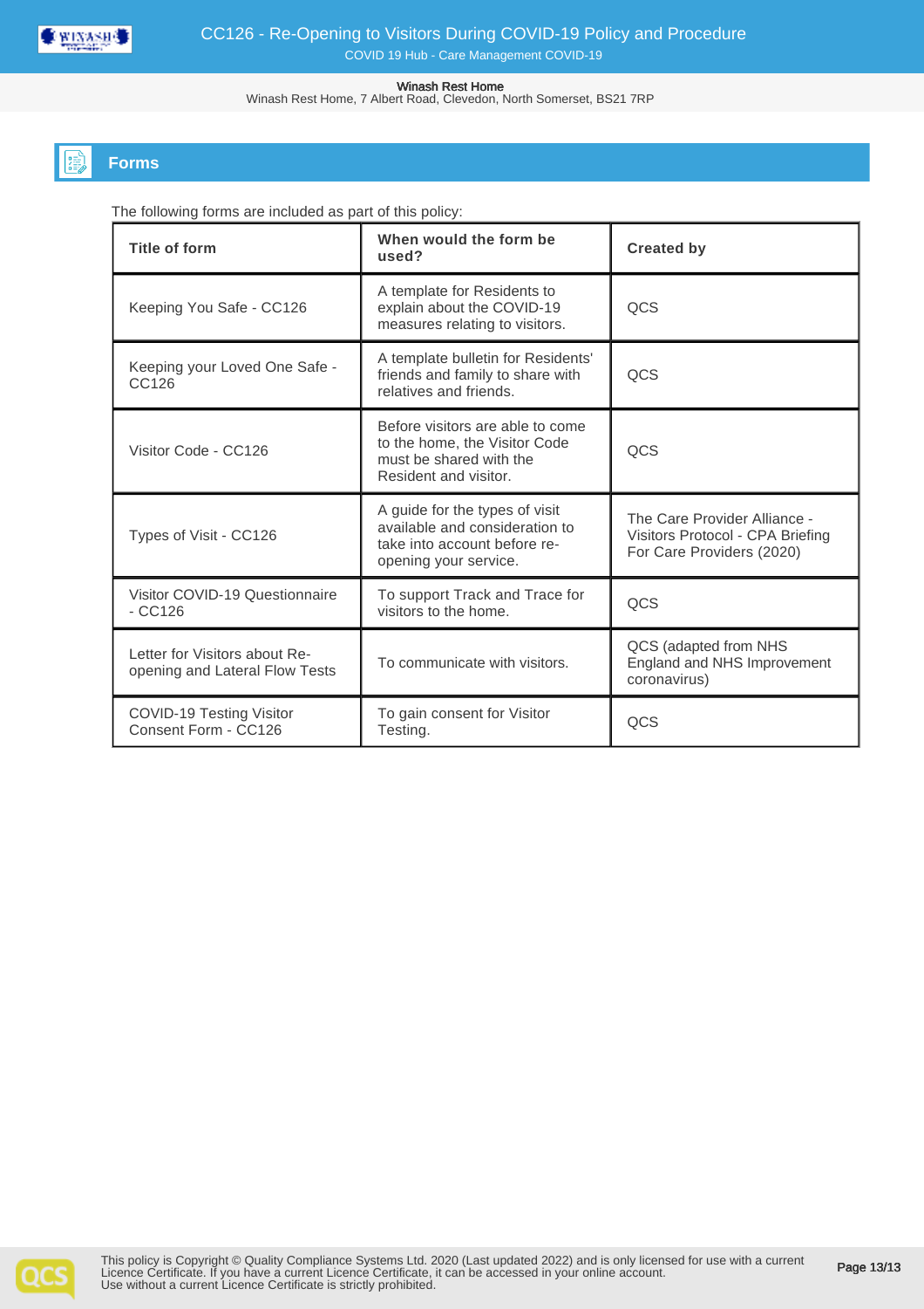## Forms

The following forms are included as part of this policy:

| Title of form | When would the form be used? | Created by |
|---|---|---|
| Keeping You Safe - CC126 | A template for Residents to explain about the COVID-19 measures relating to visitors. | QCS |
| Keeping your Loved One Safe - CC126 | A template bulletin for Residents' friends and family to share with relatives and friends. | QCS |
| Visitor Code - CC126 | Before visitors are able to come to the home, the Visitor Code must be shared with the Resident and visitor. | QCS |
| Types of Visit - CC126 | A guide for the types of visit available and consideration to take into account before re-opening your service. | The Care Provider Alliance - Visitors Protocol - CPA Briefing For Care Providers (2020) |
| Visitor COVID-19 Questionnaire - CC126 | To support Track and Trace for visitors to the home. | QCS |
| Letter for Visitors about Re-opening and Lateral Flow Tests | To communicate with visitors. | QCS (adapted from NHS England and NHS Improvement coronavirus) |
| COVID-19 Testing Visitor Consent Form - CC126 | To gain consent for Visitor Testing. | QCS |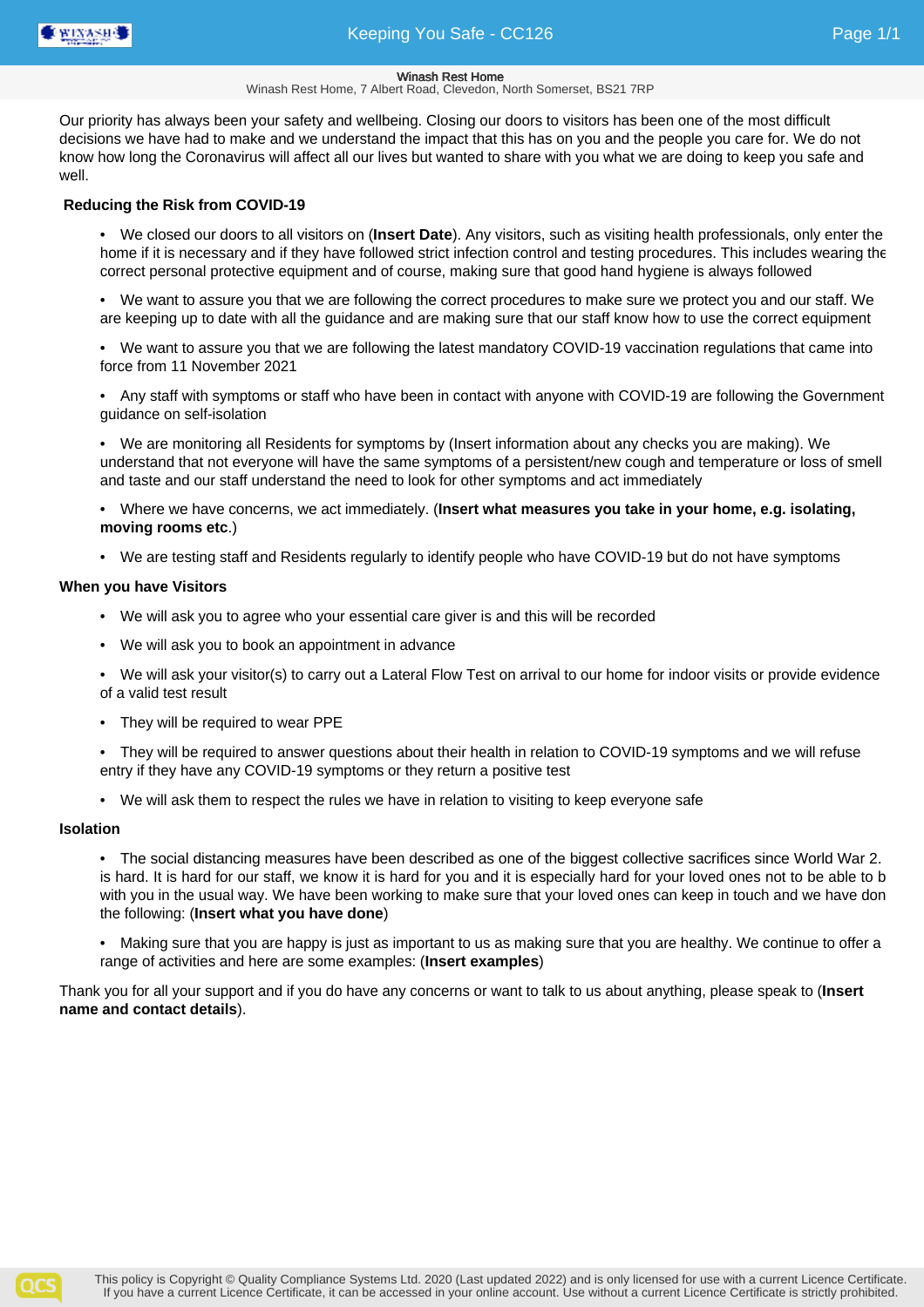Our priority has always been your safety and wellbeing. Closing our doors to visitors has been one of the most difficult decisions we have had to make and we understand the impact that this has on you and the people you care for. We do not know how long the Coronavirus will affect all our lives but wanted to share with you what we are doing to keep you safe and well.

**Reducing the Risk from COVID-19**

- We closed our doors to all visitors on (**Insert Date**). Any visitors, such as visiting health professionals, only enter the home if it is necessary and if they have followed strict infection control and testing procedures. This includes wearing the correct personal protective equipment and of course, making sure that good hand hygiene is always followed
- We want to assure you that we are following the correct procedures to make sure we protect you and our staff. We are keeping up to date with all the guidance and are making sure that our staff know how to use the correct equipment
- We want to assure you that we are following the latest mandatory COVID-19 vaccination regulations that came into force from 11 November 2021
- Any staff with symptoms or staff who have been in contact with anyone with COVID-19 are following the Government guidance on self-isolation
- We are monitoring all Residents for symptoms by (Insert information about any checks you are making). We understand that not everyone will have the same symptoms of a persistent/new cough and temperature or loss of smell and taste and our staff understand the need to look for other symptoms and act immediately
- Where we have concerns, we act immediately. (**Insert what measures you take in your home, e.g. isolating, moving rooms etc**.)
- We are testing staff and Residents regularly to identify people who have COVID-19 but do not have symptoms

**When you have Visitors**

- We will ask you to agree who your essential care giver is and this will be recorded
- We will ask you to book an appointment in advance
- We will ask your visitor(s) to carry out a Lateral Flow Test on arrival to our home for indoor visits or provide evidence of a valid test result
- They will be required to wear PPE
- They will be required to answer questions about their health in relation to COVID-19 symptoms and we will refuse entry if they have any COVID-19 symptoms or they return a positive test
- We will ask them to respect the rules we have in relation to visiting to keep everyone safe

**Isolation**

- The social distancing measures have been described as one of the biggest collective sacrifices since World War 2. is hard. It is hard for our staff, we know it is hard for you and it is especially hard for your loved ones not to be able to b with you in the usual way. We have been working to make sure that your loved ones can keep in touch and we have don the following: (**Insert what you have done**)
- Making sure that you are happy is just as important to us as making sure that you are healthy. We continue to offer a range of activities and here are some examples: (**Insert examples**)

Thank you for all your support and if you do have any concerns or want to talk to us about anything, please speak to (**Insert name and contact details**).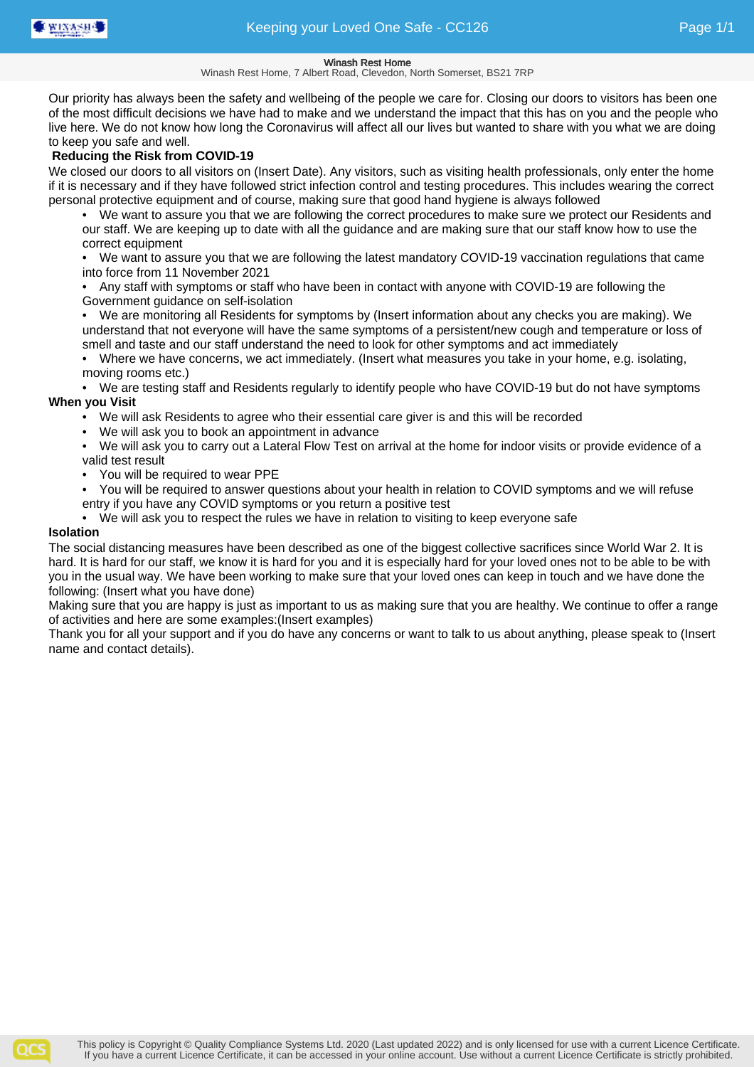Our priority has always been the safety and wellbeing of the people we care for. Closing our doors to visitors has been one of the most difficult decisions we have had to make and we understand the impact that this has on you and the people who live here. We do not know how long the Coronavirus will affect all our lives but wanted to share with you what we are doing to keep you safe and well.

**Reducing the Risk from COVID-19**

We closed our doors to all visitors on (Insert Date). Any visitors, such as visiting health professionals, only enter the home if it is necessary and if they have followed strict infection control and testing procedures. This includes wearing the correct personal protective equipment and of course, making sure that good hand hygiene is always followed

- We want to assure you that we are following the correct procedures to make sure we protect our Residents and our staff. We are keeping up to date with all the guidance and are making sure that our staff know how to use the correct equipment
- We want to assure you that we are following the latest mandatory COVID-19 vaccination regulations that came into force from 11 November 2021
- Any staff with symptoms or staff who have been in contact with anyone with COVID-19 are following the Government guidance on self-isolation
- We are monitoring all Residents for symptoms by (Insert information about any checks you are making). We understand that not everyone will have the same symptoms of a persistent/new cough and temperature or loss of smell and taste and our staff understand the need to look for other symptoms and act immediately
- Where we have concerns, we act immediately. (Insert what measures you take in your home, e.g. isolating, moving rooms etc.)
- We are testing staff and Residents regularly to identify people who have COVID-19 but do not have symptoms

**When you Visit**

- We will ask Residents to agree who their essential care giver is and this will be recorded
- We will ask you to book an appointment in advance
- We will ask you to carry out a Lateral Flow Test on arrival at the home for indoor visits or provide evidence of a valid test result
- You will be required to wear PPE
- You will be required to answer questions about your health in relation to COVID symptoms and we will refuse entry if you have any COVID symptoms or you return a positive test
- We will ask you to respect the rules we have in relation to visiting to keep everyone safe

**Isolation**

The social distancing measures have been described as one of the biggest collective sacrifices since World War 2. It is hard. It is hard for our staff, we know it is hard for you and it is especially hard for your loved ones not to be able to be with you in the usual way. We have been working to make sure that your loved ones can keep in touch and we have done the following: (Insert what you have done)

Making sure that you are happy is just as important to us as making sure that you are healthy. We continue to offer a range of activities and here are some examples:(Insert examples)

Thank you for all your support and if you do have any concerns or want to talk to us about anything, please speak to (Insert name and contact details).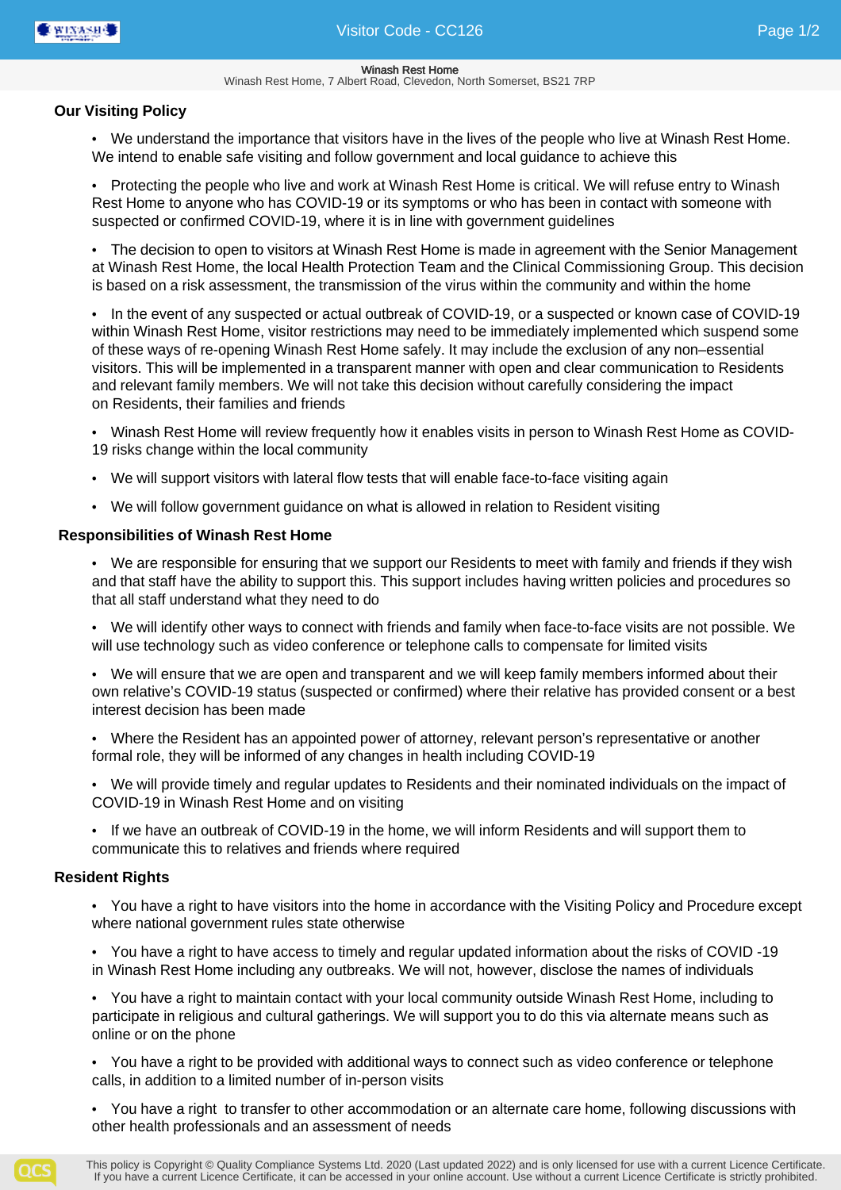## Our Visiting Policy

- We understand the importance that visitors have in the lives of the people who live at Winash Rest Home. We intend to enable safe visiting and follow government and local guidance to achieve this
- Protecting the people who live and work at Winash Rest Home is critical. We will refuse entry to Winash Rest Home to anyone who has COVID-19 or its symptoms or who has been in contact with someone with suspected or confirmed COVID-19, where it is in line with government guidelines
- The decision to open to visitors at Winash Rest Home is made in agreement with the Senior Management at Winash Rest Home, the local Health Protection Team and the Clinical Commissioning Group. This decision is based on a risk assessment, the transmission of the virus within the community and within the home
- In the event of any suspected or actual outbreak of COVID-19, or a suspected or known case of COVID-19 within Winash Rest Home, visitor restrictions may need to be immediately implemented which suspend some of these ways of re-opening Winash Rest Home safely. It may include the exclusion of any non–essential visitors. This will be implemented in a transparent manner with open and clear communication to Residents and relevant family members. We will not take this decision without carefully considering the impact on Residents, their families and friends
- Winash Rest Home will review frequently how it enables visits in person to Winash Rest Home as COVID-19 risks change within the local community
- We will support visitors with lateral flow tests that will enable face-to-face visiting again
- We will follow government guidance on what is allowed in relation to Resident visiting

## Responsibilities of Winash Rest Home

- We are responsible for ensuring that we support our Residents to meet with family and friends if they wish and that staff have the ability to support this. This support includes having written policies and procedures so that all staff understand what they need to do
- We will identify other ways to connect with friends and family when face-to-face visits are not possible. We will use technology such as video conference or telephone calls to compensate for limited visits
- We will ensure that we are open and transparent and we will keep family members informed about their own relative's COVID-19 status (suspected or confirmed) where their relative has provided consent or a best interest decision has been made
- Where the Resident has an appointed power of attorney, relevant person's representative or another formal role, they will be informed of any changes in health including COVID-19
- We will provide timely and regular updates to Residents and their nominated individuals on the impact of COVID-19 in Winash Rest Home and on visiting
- If we have an outbreak of COVID-19 in the home, we will inform Residents and will support them to communicate this to relatives and friends where required

## Resident Rights

- You have a right to have visitors into the home in accordance with the Visiting Policy and Procedure except where national government rules state otherwise
- You have a right to have access to timely and regular updated information about the risks of COVID -19 in Winash Rest Home including any outbreaks. We will not, however, disclose the names of individuals
- You have a right to maintain contact with your local community outside Winash Rest Home, including to participate in religious and cultural gatherings. We will support you to do this via alternate means such as online or on the phone
- You have a right to be provided with additional ways to connect such as video conference or telephone calls, in addition to a limited number of in-person visits
- You have a right to transfer to other accommodation or an alternate care home, following discussions with other health professionals and an assessment of needs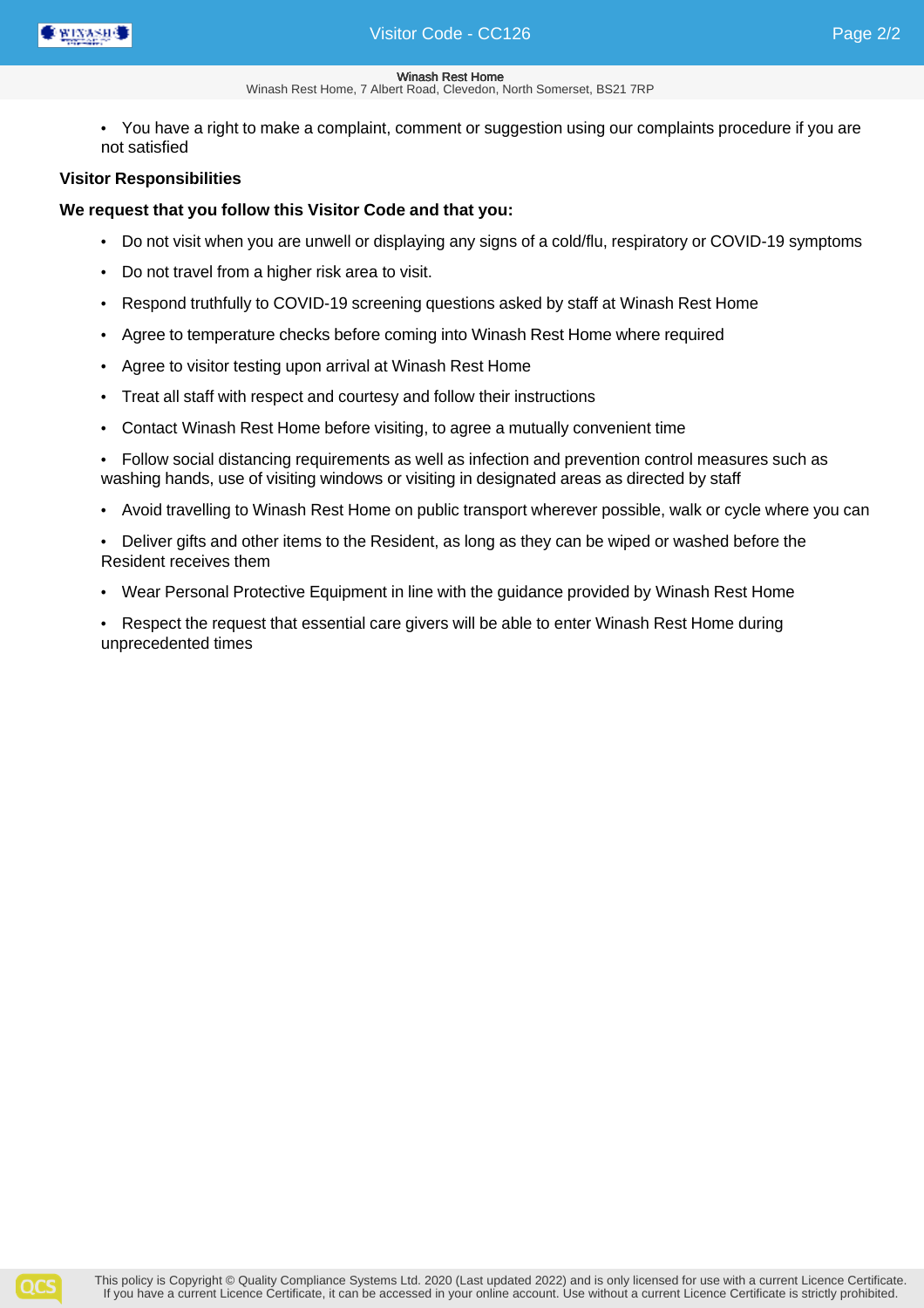- You have a right to make a complaint, comment or suggestion using our complaints procedure if you are not satisfied

**Visitor Responsibilities**

**We request that you follow this Visitor Code and that you:**

- Do not visit when you are unwell or displaying any signs of a cold/flu, respiratory or COVID-19 symptoms
- Do not travel from a higher risk area to visit.
- Respond truthfully to COVID-19 screening questions asked by staff at Winash Rest Home
- Agree to temperature checks before coming into Winash Rest Home where required
- Agree to visitor testing upon arrival at Winash Rest Home
- Treat all staff with respect and courtesy and follow their instructions
- Contact Winash Rest Home before visiting, to agree a mutually convenient time
- Follow social distancing requirements as well as infection and prevention control measures such as washing hands, use of visiting windows or visiting in designated areas as directed by staff
- Avoid travelling to Winash Rest Home on public transport wherever possible, walk or cycle where you can
- Deliver gifts and other items to the Resident, as long as they can be wiped or washed before the Resident receives them
- Wear Personal Protective Equipment in line with the guidance provided by Winash Rest Home
- Respect the request that essential care givers will be able to enter Winash Rest Home during unprecedented times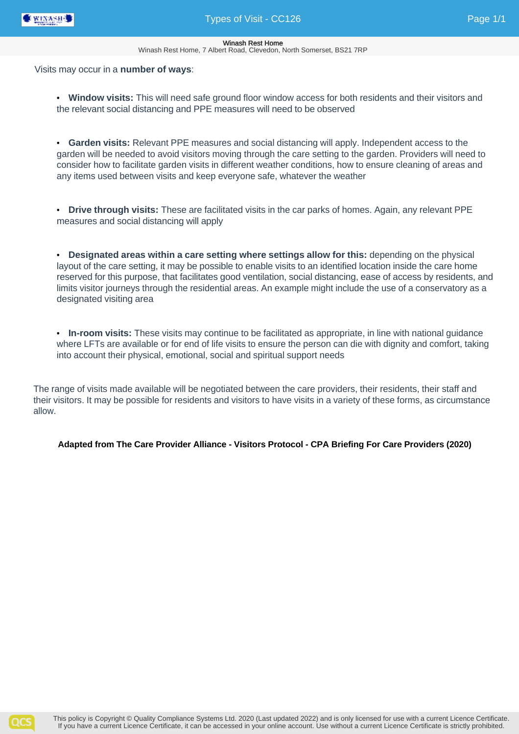Visits may occur in a **number of ways**:

- **Window visits:** This will need safe ground floor window access for both residents and their visitors and the relevant social distancing and PPE measures will need to be observed

- **Garden visits:** Relevant PPE measures and social distancing will apply. Independent access to the garden will be needed to avoid visitors moving through the care setting to the garden. Providers will need to consider how to facilitate garden visits in different weather conditions, how to ensure cleaning of areas and any items used between visits and keep everyone safe, whatever the weather

- **Drive through visits:** These are facilitated visits in the car parks of homes. Again, any relevant PPE measures and social distancing will apply

- **Designated areas within a care setting where settings allow for this:** depending on the physical layout of the care setting, it may be possible to enable visits to an identified location inside the care home reserved for this purpose, that facilitates good ventilation, social distancing, ease of access by residents, and limits visitor journeys through the residential areas. An example might include the use of a conservatory as a designated visiting area

- **In-room visits:** These visits may continue to be facilitated as appropriate, in line with national guidance where LFTs are available or for end of life visits to ensure the person can die with dignity and comfort, taking into account their physical, emotional, social and spiritual support needs

The range of visits made available will be negotiated between the care providers, their residents, their staff and their visitors. It may be possible for residents and visitors to have visits in a variety of these forms, as circumstance allow.

**Adapted from The Care Provider Alliance - Visitors Protocol - CPA Briefing For Care Providers (2020)**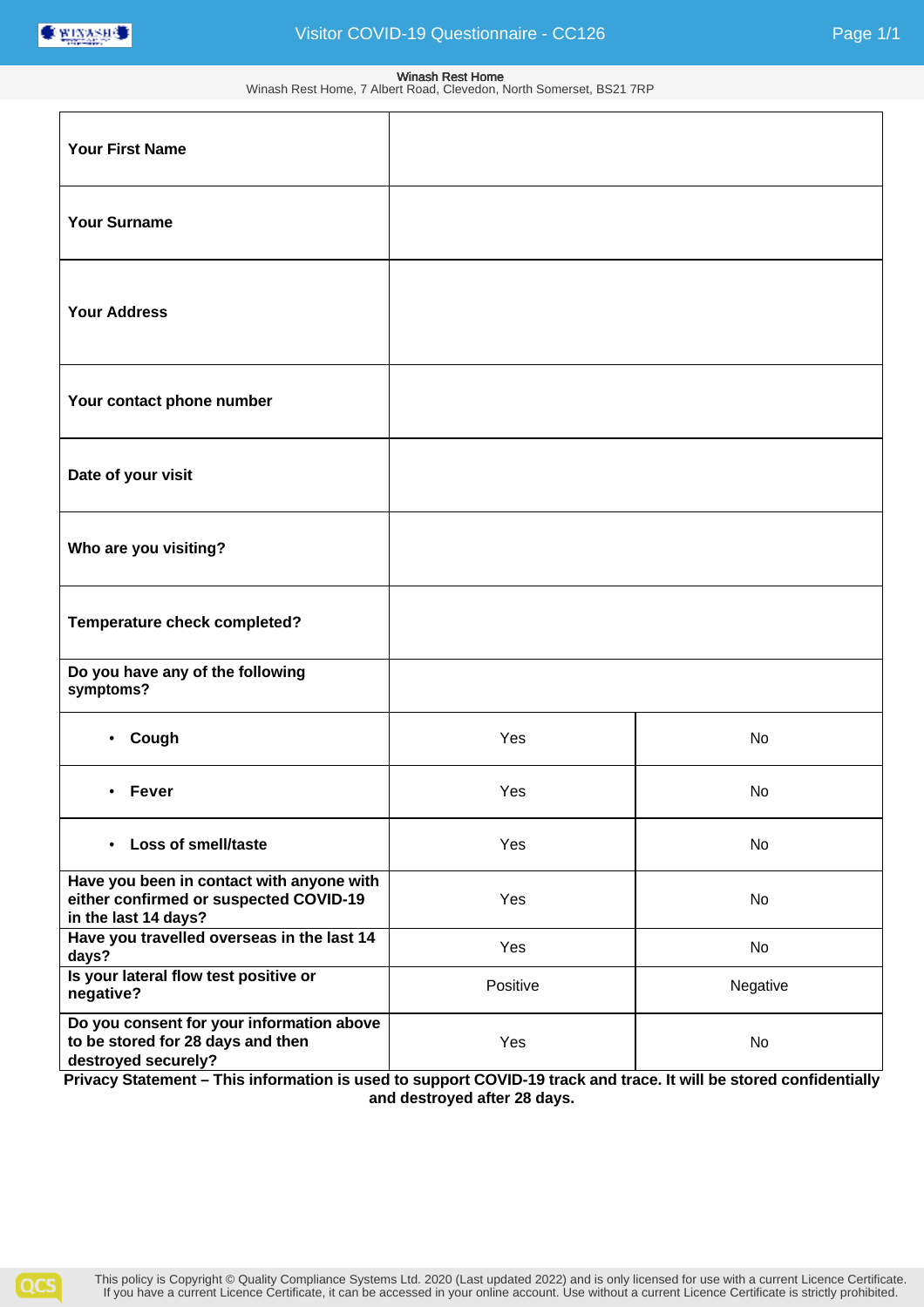Winash Rest Home
Winash Rest Home, 7 Albert Road, Clevedon, North Somerset, BS21 7RP

| | | |
|---|---|---|
| **Your First Name** | | |
| **Your Surname** | | |
| **Your Address** | | |
| **Your contact phone number** | | |
| **Date of your visit** | | |
| **Who are you visiting?** | | |
| **Temperature check completed?** | | |
| **Do you have any of the following symptoms?** | | |
| • **Cough** | Yes | No |
| • **Fever** | Yes | No |
| • **Loss of smell/taste** | Yes | No |
| **Have you been in contact with anyone with either confirmed or suspected COVID-19 in the last 14 days?** | Yes | No |
| **Have you travelled overseas in the last 14 days?** | Yes | No |
| **Is your lateral flow test positive or negative?** | Positive | Negative |
| **Do you consent for your information above to be stored for 28 days and then destroyed securely?** | Yes | No |

**Privacy Statement – This information is used to support COVID-19 track and trace. It will be stored confidentially and destroyed after 28 days.**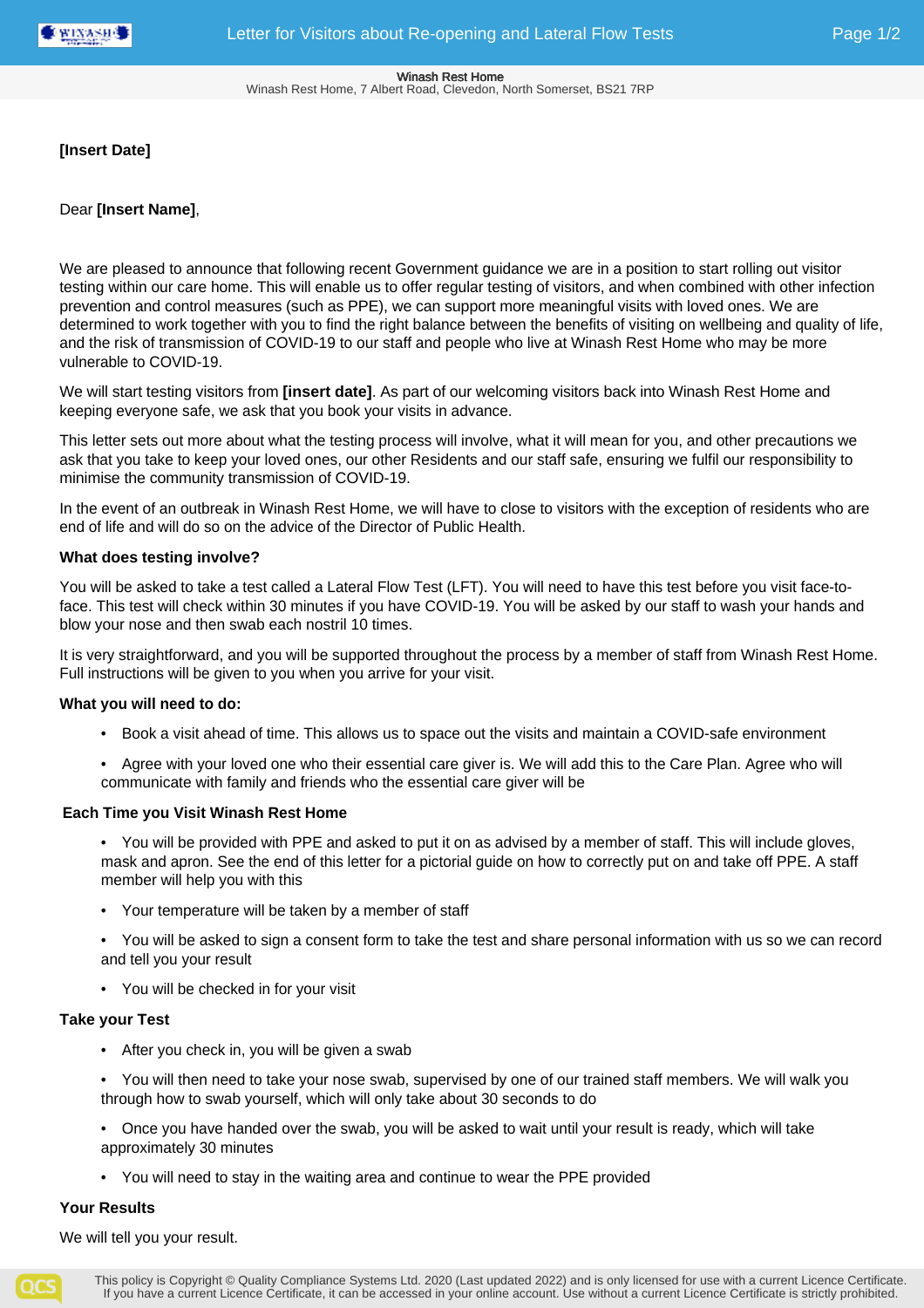**[Insert Date]**

Dear **[Insert Name]**,

We are pleased to announce that following recent Government guidance we are in a position to start rolling out visitor testing within our care home. This will enable us to offer regular testing of visitors, and when combined with other infection prevention and control measures (such as PPE), we can support more meaningful visits with loved ones. We are determined to work together with you to find the right balance between the benefits of visiting on wellbeing and quality of life, and the risk of transmission of COVID-19 to our staff and people who live at Winash Rest Home who may be more vulnerable to COVID-19.

We will start testing visitors from **[insert date]**. As part of our welcoming visitors back into Winash Rest Home and keeping everyone safe, we ask that you book your visits in advance.

This letter sets out more about what the testing process will involve, what it will mean for you, and other precautions we ask that you take to keep your loved ones, our other Residents and our staff safe, ensuring we fulfil our responsibility to minimise the community transmission of COVID-19.

In the event of an outbreak in Winash Rest Home, we will have to close to visitors with the exception of residents who are end of life and will do so on the advice of the Director of Public Health.

**What does testing involve?**

You will be asked to take a test called a Lateral Flow Test (LFT). You will need to have this test before you visit face-to-face. This test will check within 30 minutes if you have COVID-19. You will be asked by our staff to wash your hands and blow your nose and then swab each nostril 10 times.

It is very straightforward, and you will be supported throughout the process by a member of staff from Winash Rest Home. Full instructions will be given to you when you arrive for your visit.

**What you will need to do:**

- Book a visit ahead of time. This allows us to space out the visits and maintain a COVID-safe environment
- Agree with your loved one who their essential care giver is. We will add this to the Care Plan. Agree who will communicate with family and friends who the essential care giver will be

**Each Time you Visit Winash Rest Home**

- You will be provided with PPE and asked to put it on as advised by a member of staff. This will include gloves, mask and apron. See the end of this letter for a pictorial guide on how to correctly put on and take off PPE. A staff member will help you with this
- Your temperature will be taken by a member of staff
- You will be asked to sign a consent form to take the test and share personal information with us so we can record and tell you your result
- You will be checked in for your visit

**Take your Test**

- After you check in, you will be given a swab
- You will then need to take your nose swab, supervised by one of our trained staff members. We will walk you through how to swab yourself, which will only take about 30 seconds to do
- Once you have handed over the swab, you will be asked to wait until your result is ready, which will take approximately 30 minutes
- You will need to stay in the waiting area and continue to wear the PPE provided

**Your Results**

We will tell you your result.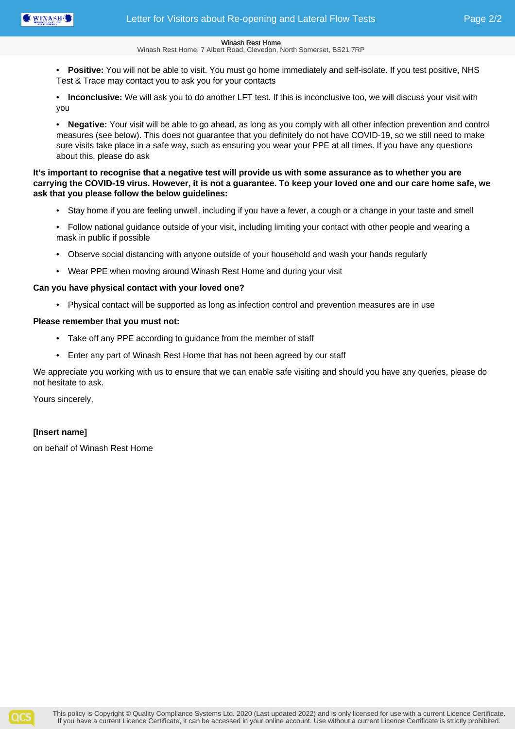- **Positive:** You will not be able to visit. You must go home immediately and self-isolate. If you test positive, NHS Test & Trace may contact you to ask you for your contacts

- **Inconclusive:** We will ask you to do another LFT test. If this is inconclusive too, we will discuss your visit with you

- **Negative:** Your visit will be able to go ahead, as long as you comply with all other infection prevention and control measures (see below). This does not guarantee that you definitely do not have COVID-19, so we still need to make sure visits take place in a safe way, such as ensuring you wear your PPE at all times. If you have any questions about this, please do ask

**It's important to recognise that a negative test will provide us with some assurance as to whether you are carrying the COVID-19 virus. However, it is not a guarantee. To keep your loved one and our care home safe, we ask that you please follow the below guidelines:**

- Stay home if you are feeling unwell, including if you have a fever, a cough or a change in your taste and smell
- Follow national guidance outside of your visit, including limiting your contact with other people and wearing a mask in public if possible
- Observe social distancing with anyone outside of your household and wash your hands regularly
- Wear PPE when moving around Winash Rest Home and during your visit

**Can you have physical contact with your loved one?**

- Physical contact will be supported as long as infection control and prevention measures are in use

**Please remember that you must not:**

- Take off any PPE according to guidance from the member of staff
- Enter any part of Winash Rest Home that has not been agreed by our staff

We appreciate you working with us to ensure that we can enable safe visiting and should you have any queries, please do not hesitate to ask.

Yours sincerely,

**[Insert name]**

on behalf of Winash Rest Home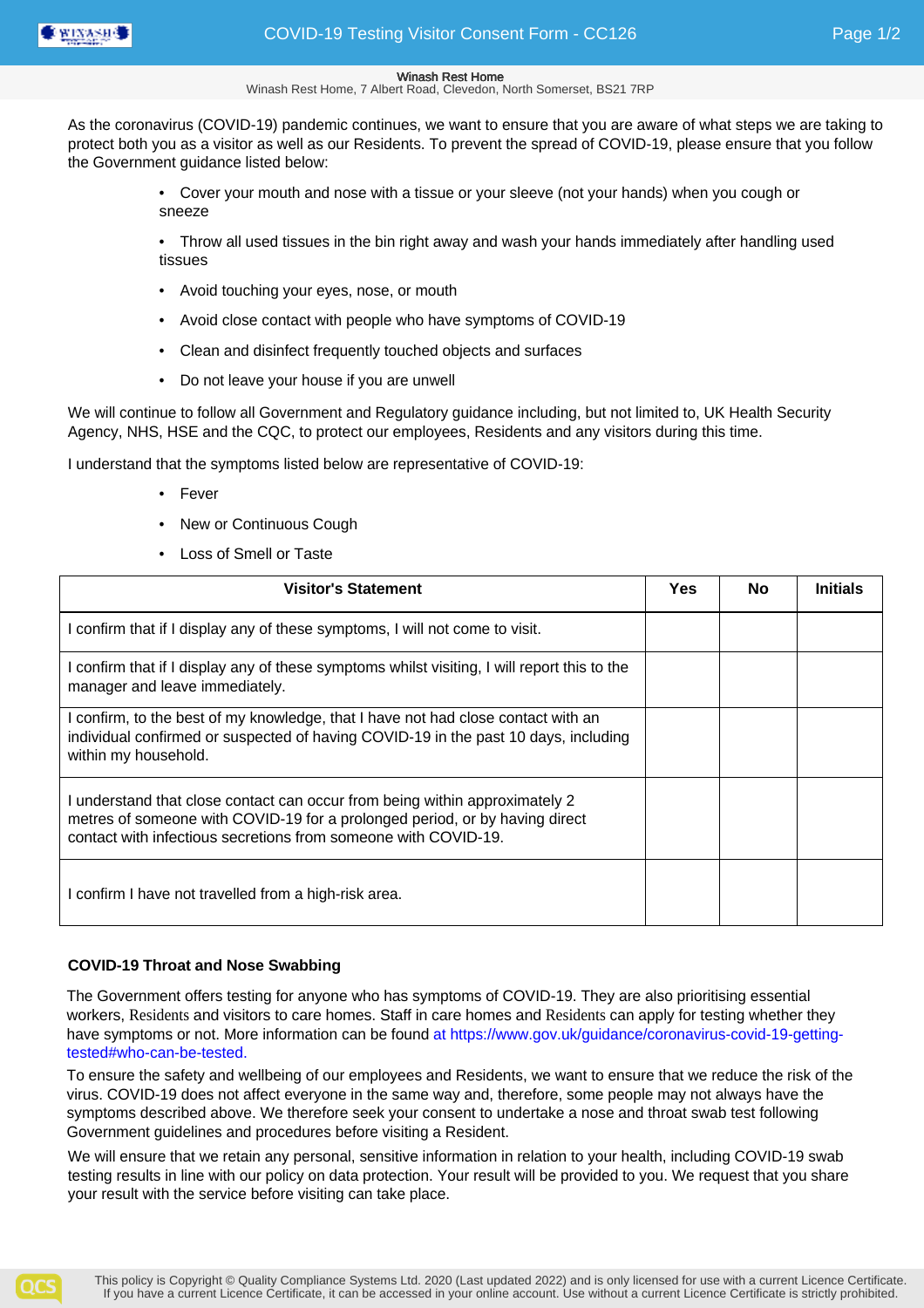As the coronavirus (COVID-19) pandemic continues, we want to ensure that you are aware of what steps we are taking to protect both you as a visitor as well as our Residents. To prevent the spread of COVID-19, please ensure that you follow the Government guidance listed below:

- Cover your mouth and nose with a tissue or your sleeve (not your hands) when you cough or sneeze
- Throw all used tissues in the bin right away and wash your hands immediately after handling used tissues
- Avoid touching your eyes, nose, or mouth
- Avoid close contact with people who have symptoms of COVID-19
- Clean and disinfect frequently touched objects and surfaces
- Do not leave your house if you are unwell

We will continue to follow all Government and Regulatory guidance including, but not limited to, UK Health Security Agency, NHS, HSE and the CQC, to protect our employees, Residents and any visitors during this time.

I understand that the symptoms listed below are representative of COVID-19:

- Fever
- New or Continuous Cough
- Loss of Smell or Taste

| Visitor's Statement | Yes | No | Initials |
|---|---|---|---|
| I confirm that if I display any of these symptoms, I will not come to visit. | | | |
| I confirm that if I display any of these symptoms whilst visiting, I will report this to the manager and leave immediately. | | | |
| I confirm, to the best of my knowledge, that I have not had close contact with an individual confirmed or suspected of having COVID-19 in the past 10 days, including within my household. | | | |
| I understand that close contact can occur from being within approximately 2 metres of someone with COVID-19 for a prolonged period, or by having direct contact with infectious secretions from someone with COVID-19. | | | |
| I confirm I have not travelled from a high-risk area. | | | |

**COVID-19 Throat and Nose Swabbing**

The Government offers testing for anyone who has symptoms of COVID-19. They are also prioritising essential workers, Residents and visitors to care homes. Staff in care homes and Residents can apply for testing whether they have symptoms or not. More information can be found at https://www.gov.uk/guidance/coronavirus-covid-19-getting-tested#who-can-be-tested.

To ensure the safety and wellbeing of our employees and Residents, we want to ensure that we reduce the risk of the virus. COVID-19 does not affect everyone in the same way and, therefore, some people may not always have the symptoms described above. We therefore seek your consent to undertake a nose and throat swab test following Government guidelines and procedures before visiting a Resident.

We will ensure that we retain any personal, sensitive information in relation to your health, including COVID-19 swab testing results in line with our policy on data protection. Your result will be provided to you. We request that you share your result with the service before visiting can take place.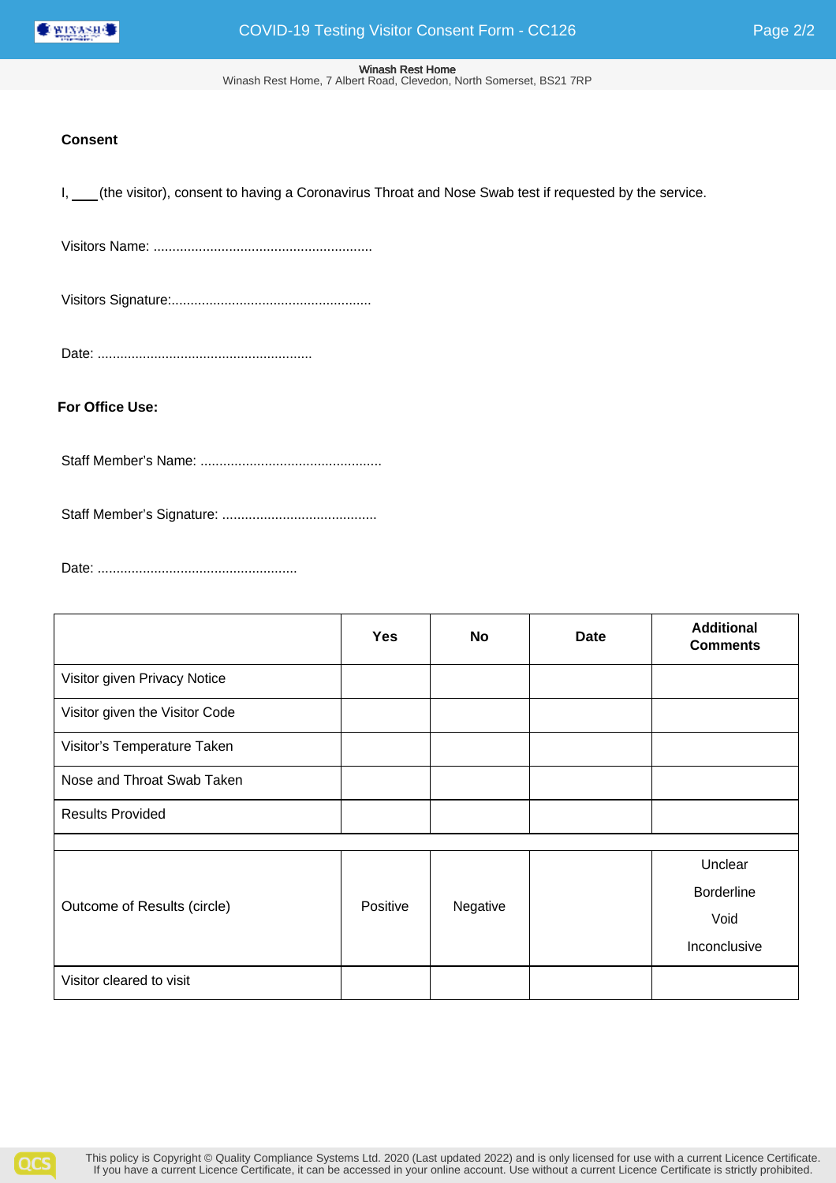**Consent**

I, ___ (the visitor), consent to having a Coronavirus Throat and Nose Swab test if requested by the service.

Visitors Name: ..........................................................

Visitors Signature:.....................................................

Date: .........................................................

**For Office Use:**

Staff Member's Name: ................................................

Staff Member's Signature: .........................................

Date: .....................................................

| | Yes | No | Date | Additional Comments |
|---|---|---|---|---|
| Visitor given Privacy Notice | | | | |
| Visitor given the Visitor Code | | | | |
| Visitor's Temperature Taken | | | | |
| Nose and Throat Swab Taken | | | | |
| Results Provided | | | | |
| | | | | |
| Outcome of Results (circle) | Positive | Negative | | Unclear<br>Borderline<br>Void<br>Inconclusive |
| Visitor cleared to visit | | | | |